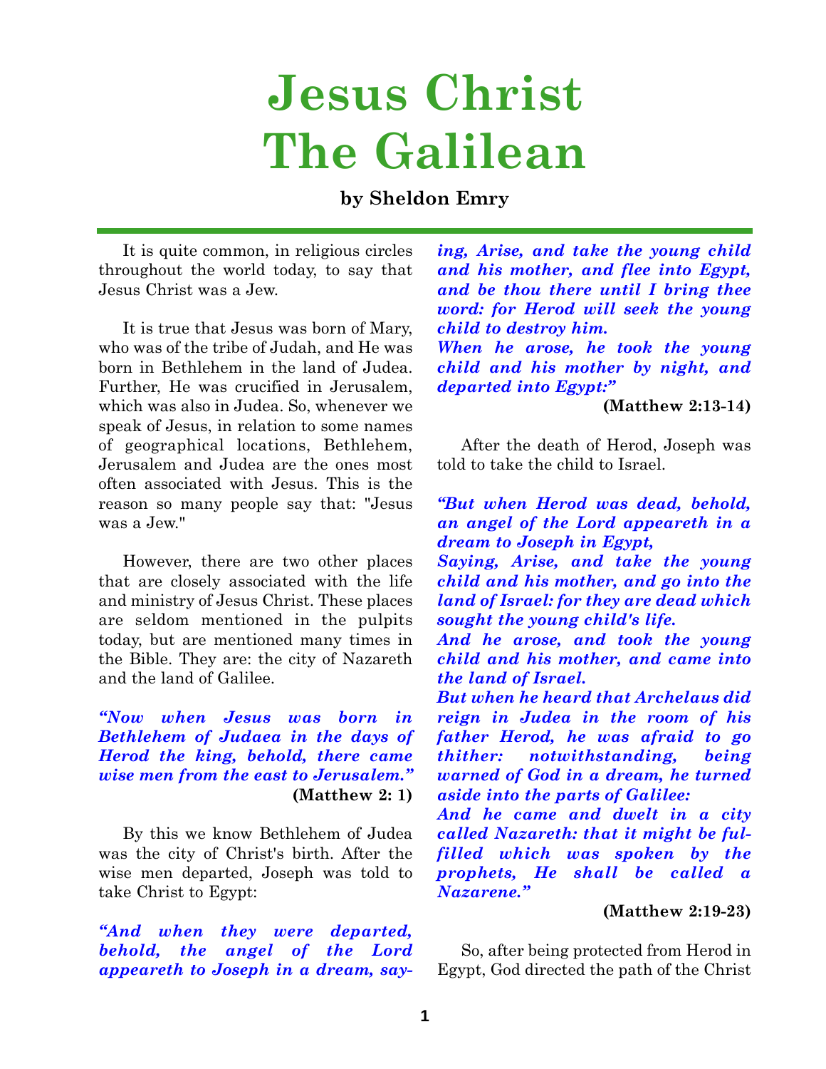# Jesus Christ The Galilean

**by Sheldon Emry**

It is quite common, in religious circles throughout the world today, to say that Jesus Christ was a Jew.

It is true that Jesus was born of Mary, who was of the tribe of Judah, and He was born in Bethlehem in the land of Judea. Further, He was crucified in Jerusalem, which was also in Judea. So, whenever we speak of Jesus, in relation to some names of geographical locations, Bethlehem, Jerusalem and Judea are the ones most often associated with Jesus. This is the reason so many people say that: "Jesus was a Jew."

However, there are two other places that are closely associated with the life and ministry of Jesus Christ. These places are seldom mentioned in the pulpits today, but are mentioned many times in the Bible. They are: the city of Nazareth and the land of Galilee.

***"Now when Jesus was born in Bethlehem of Judaea in the days of Herod the king, behold, there came wise men from the east to Jerusalem."***

**(Matthew 2: 1)**

By this we know Bethlehem of Judea was the city of Christ's birth. After the wise men departed, Joseph was told to take Christ to Egypt:

***"And when they were departed, behold, the angel of the Lord appeareth to Joseph in a dream, saying, Arise, and take the young child and his mother, and flee into Egypt, and be thou there until I bring thee word: for Herod will seek the young child to destroy him.***
***When he arose, he took the young child and his mother by night, and departed into Egypt:"***

**(Matthew 2:13-14)**

After the death of Herod, Joseph was told to take the child to Israel.

***"But when Herod was dead, behold, an angel of the Lord appeareth in a dream to Joseph in Egypt,***
***Saying, Arise, and take the young child and his mother, and go into the land of Israel: for they are dead which sought the young child's life.***
***And he arose, and took the young child and his mother, and came into the land of Israel.***
***But when he heard that Archelaus did reign in Judea in the room of his father Herod, he was afraid to go thither: notwithstanding, being warned of God in a dream, he turned aside into the parts of Galilee:***
***And he came and dwelt in a city called Nazareth: that it might be fulfilled which was spoken by the prophets, He shall be called a Nazarene."***

**(Matthew 2:19-23)**

So, after being protected from Herod in Egypt, God directed the path of the Christ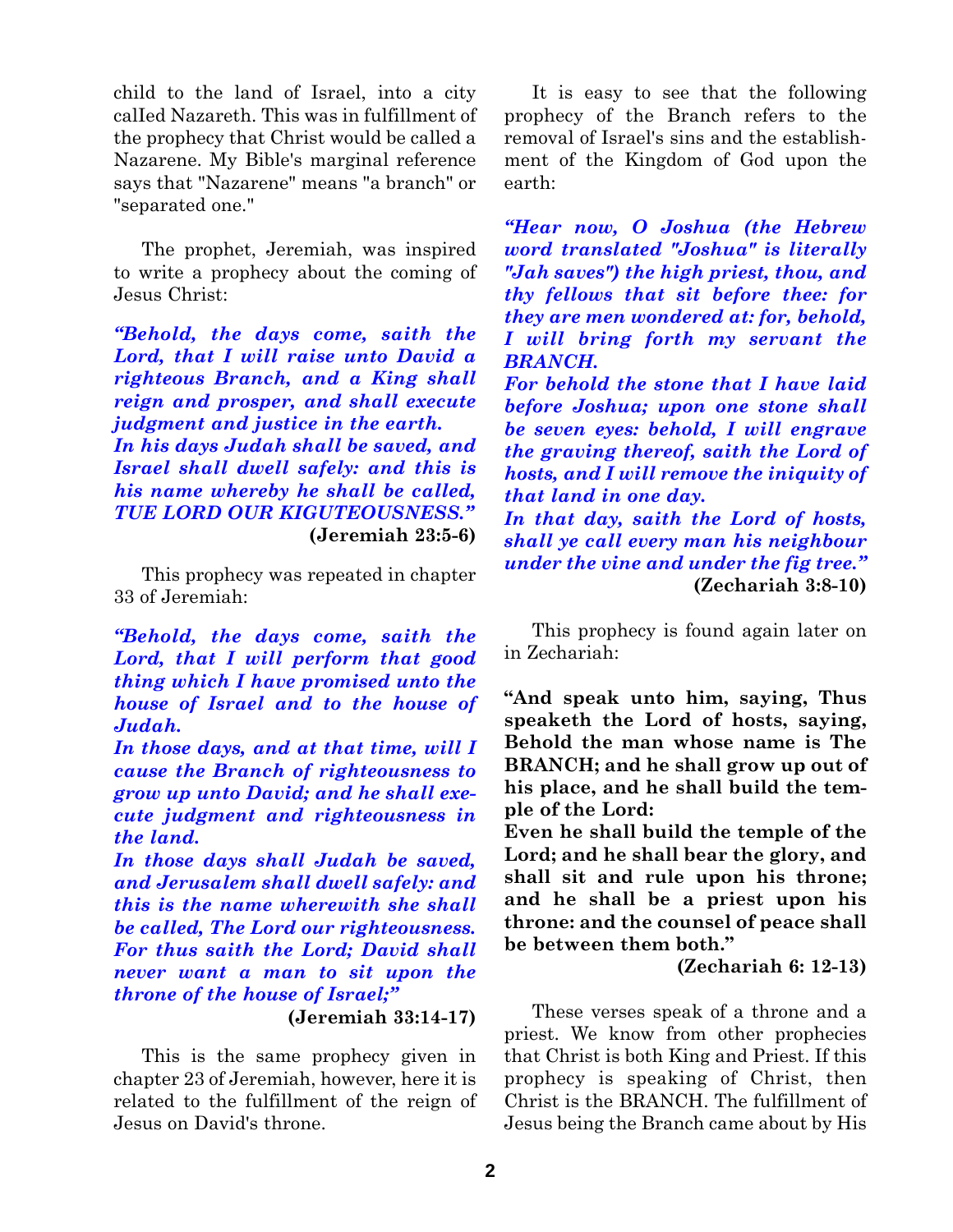child to the land of Israel, into a city calIed Nazareth. This was in fulfillment of the prophecy that Christ would be called a Nazarene. My Bible's marginal reference says that "Nazarene" means "a branch" or "separated one."

The prophet, Jeremiah, was inspired to write a prophecy about the coming of Jesus Christ:

***"Behold, the days come, saith the Lord, that I will raise unto David a righteous Branch, and a King shall reign and prosper, and shall execute judgment and justice in the earth.***
***In his days Judah shall be saved, and Israel shall dwell safely: and this is his name whereby he shall be called, TUE LORD OUR KIGUTEOUSNESS."***

**(Jeremiah 23:5-6)**

This prophecy was repeated in chapter 33 of Jeremiah:

***"Behold, the days come, saith the Lord, that I will perform that good thing which I have promised unto the house of Israel and to the house of Judah.***
***In those days, and at that time, will I cause the Branch of righteousness to grow up unto David; and he shall execute judgment and righteousness in the land.***
***In those days shall Judah be saved, and Jerusalem shall dwell safely: and this is the name wherewith she shall be called, The Lord our righteousness.***
***For thus saith the Lord; David shall never want a man to sit upon the throne of the house of Israel;"***

**(Jeremiah 33:14-17)**

This is the same prophecy given in chapter 23 of Jeremiah, however, here it is related to the fulfillment of the reign of Jesus on David's throne.

It is easy to see that the following prophecy of the Branch refers to the removal of Israel's sins and the establishment of the Kingdom of God upon the earth:

***"Hear now, O Joshua (the Hebrew word translated "Joshua" is literally "Jah saves") the high priest, thou, and thy fellows that sit before thee: for they are men wondered at: for, behold, I will bring forth my servant the BRANCH.***
***For behold the stone that I have laid before Joshua; upon one stone shall be seven eyes: behold, I will engrave the graving thereof, saith the Lord of hosts, and I will remove the iniquity of that land in one day.***
***In that day, saith the Lord of hosts, shall ye call every man his neighbour under the vine and under the fig tree."***

**(Zechariah 3:8-10)**

This prophecy is found again later on in Zechariah:

**"And speak unto him, saying, Thus speaketh the Lord of hosts, saying, Behold the man whose name is The BRANCH; and he shall grow up out of his place, and he shall build the temple of the Lord:**
**Even he shall build the temple of the Lord; and he shall bear the glory, and shall sit and rule upon his throne; and he shall be a priest upon his throne: and the counsel of peace shall be between them both."**

**(Zechariah 6: 12-13)**

These verses speak of a throne and a priest. We know from other prophecies that Christ is both King and Priest. If this prophecy is speaking of Christ, then Christ is the BRANCH. The fulfillment of Jesus being the Branch came about by His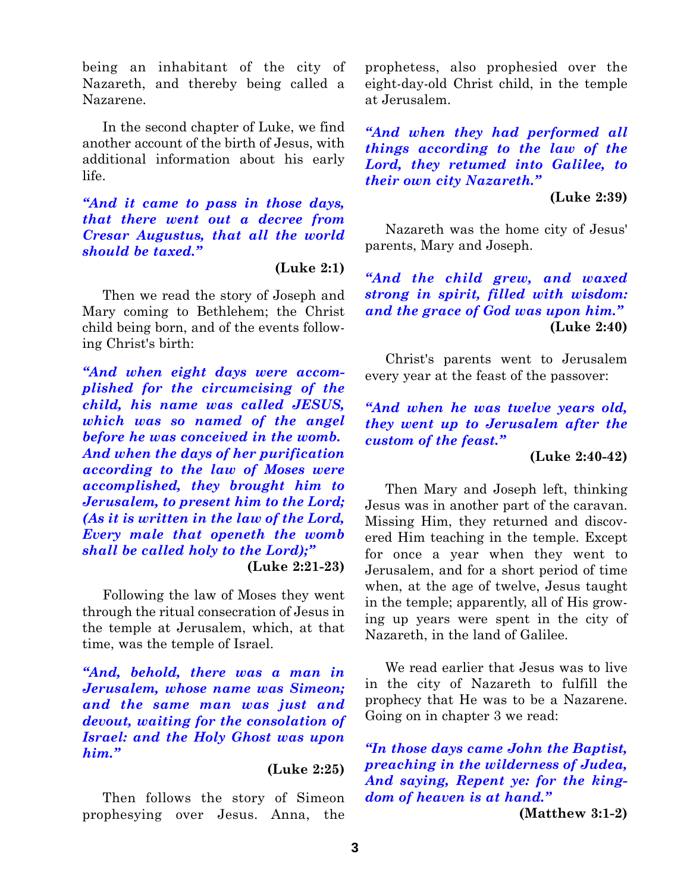being an inhabitant of the city of Nazareth, and thereby being called a Nazarene.

In the second chapter of Luke, we find another account of the birth of Jesus, with additional information about his early life.

***"And it came to pass in those days, that there went out a decree from Cresar Augustus, that all the world should be taxed."***

**(Luke 2:1)**

Then we read the story of Joseph and Mary coming to Bethlehem; the Christ child being born, and of the events following Christ's birth:

***"And when eight days were accomplished for the circumcising of the child, his name was called JESUS, which was so named of the angel before he was conceived in the womb. And when the days of her purification according to the law of Moses were accomplished, they brought him to Jerusalem, to present him to the Lord; (As it is written in the law of the Lord, Every male that openeth the womb shall be called holy to the Lord);"***

**(Luke 2:21-23)**

Following the law of Moses they went through the ritual consecration of Jesus in the temple at Jerusalem, which, at that time, was the temple of Israel.

***"And, behold, there was a man in Jerusalem, whose name was Simeon; and the same man was just and devout, waiting for the consolation of Israel: and the Holy Ghost was upon him."***

**(Luke 2:25)**

Then follows the story of Simeon prophesying over Jesus. Anna, the prophetess, also prophesied over the eight-day-old Christ child, in the temple at Jerusalem.

***"And when they had performed all things according to the law of the Lord, they retumed into Galilee, to their own city Nazareth."***

**(Luke 2:39)**

Nazareth was the home city of Jesus' parents, Mary and Joseph.

***"And the child grew, and waxed strong in spirit, filled with wisdom: and the grace of God was upon him."***

**(Luke 2:40)**

Christ's parents went to Jerusalem every year at the feast of the passover:

***"And when he was twelve years old, they went up to Jerusalem after the custom of the feast."***

**(Luke 2:40-42)**

Then Mary and Joseph left, thinking Jesus was in another part of the caravan. Missing Him, they returned and discovered Him teaching in the temple. Except for once a year when they went to Jerusalem, and for a short period of time when, at the age of twelve, Jesus taught in the temple; apparently, all of His growing up years were spent in the city of Nazareth, in the land of Galilee.

We read earlier that Jesus was to live in the city of Nazareth to fulfill the prophecy that He was to be a Nazarene. Going on in chapter 3 we read:

***"In those days came John the Baptist, preaching in the wilderness of Judea, And saying, Repent ye: for the kingdom of heaven is at hand."***

**(Matthew 3:1-2)**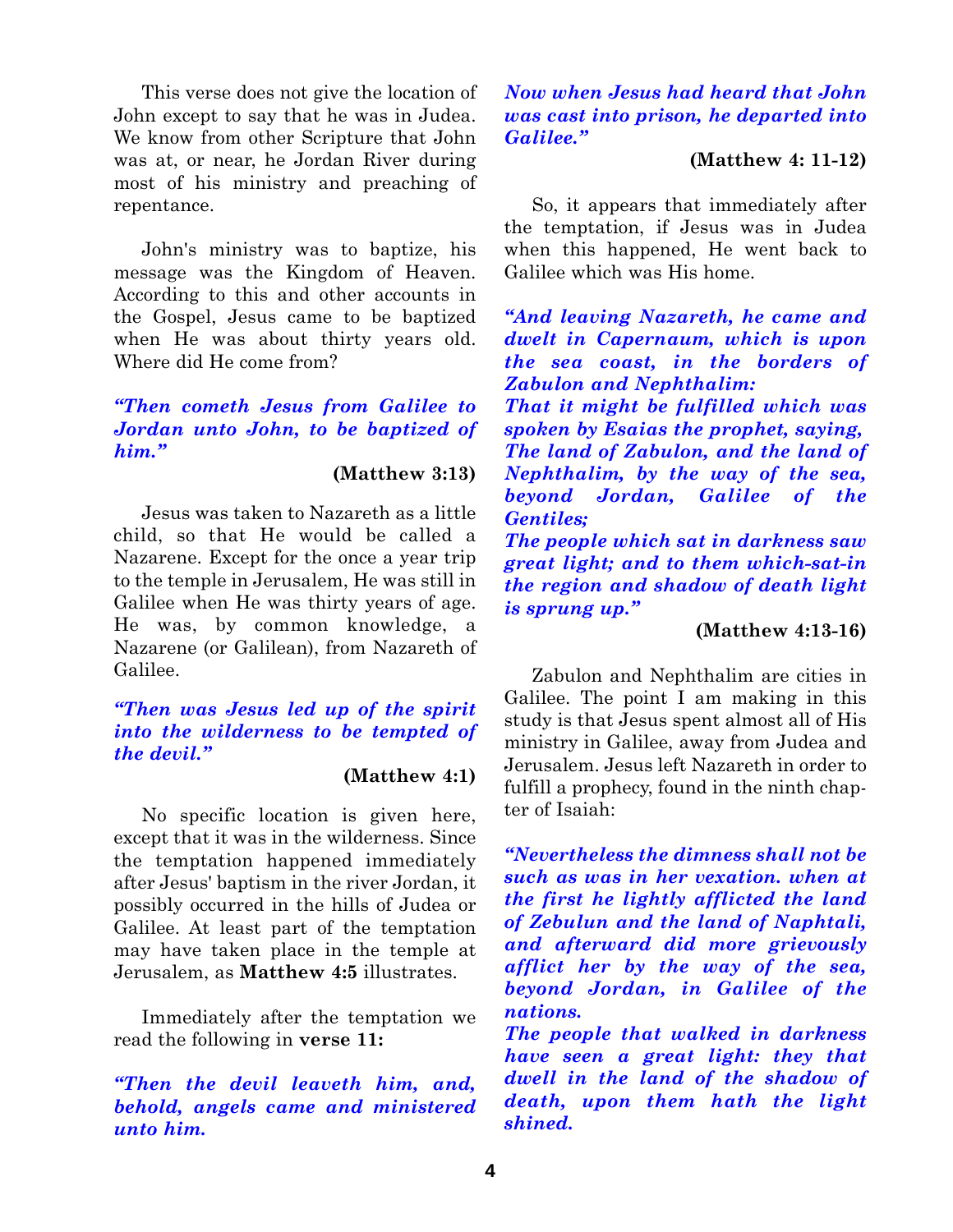This verse does not give the location of John except to say that he was in Judea. We know from other Scripture that John was at, or near, he Jordan River during most of his ministry and preaching of repentance.

John's ministry was to baptize, his message was the Kingdom of Heaven. According to this and other accounts in the Gospel, Jesus came to be baptized when He was about thirty years old. Where did He come from?

***"Then cometh Jesus from Galilee to Jordan unto John, to be baptized of him."***

**(Matthew 3:13)**

Jesus was taken to Nazareth as a little child, so that He would be called a Nazarene. Except for the once a year trip to the temple in Jerusalem, He was still in Galilee when He was thirty years of age. He was, by common knowledge, a Nazarene (or Galilean), from Nazareth of Galilee.

***"Then was Jesus led up of the spirit into the wilderness to be tempted of the devil."***

**(Matthew 4:1)**

No specific location is given here, except that it was in the wilderness. Since the temptation happened immediately after Jesus' baptism in the river Jordan, it possibly occurred in the hills of Judea or Galilee. At least part of the temptation may have taken place in the temple at Jerusalem, as **Matthew 4:5** illustrates.

Immediately after the temptation we read the following in **verse 11:**

***"Then the devil leaveth him, and, behold, angels came and ministered unto him.***
***Now when Jesus had heard that John was cast into prison, he departed into Galilee."***

**(Matthew 4: 11-12)**

So, it appears that immediately after the temptation, if Jesus was in Judea when this happened, He went back to Galilee which was His home.

***"And leaving Nazareth, he came and dwelt in Capernaum, which is upon the sea coast, in the borders of Zabulon and Nephthalim:***
***That it might be fulfilled which was spoken by Esaias the prophet, saying,***
***The land of Zabulon, and the land of Nephthalim, by the way of the sea, beyond Jordan, Galilee of the Gentiles;***
***The people which sat in darkness saw great light; and to them which-sat-in the region and shadow of death light is sprung up."***

**(Matthew 4:13-16)**

Zabulon and Nephthalim are cities in Galilee. The point I am making in this study is that Jesus spent almost all of His ministry in Galilee, away from Judea and Jerusalem. Jesus left Nazareth in order to fulfill a prophecy, found in the ninth chapter of Isaiah:

***"Nevertheless the dimness shall not be such as was in her vexation. when at the first he lightly afflicted the land of Zebulun and the land of Naphtali, and afterward did more grievously afflict her by the way of the sea, beyond Jordan, in Galilee of the nations.***
***The people that walked in darkness have seen a great light: they that dwell in the land of the shadow of death, upon them hath the light shined.***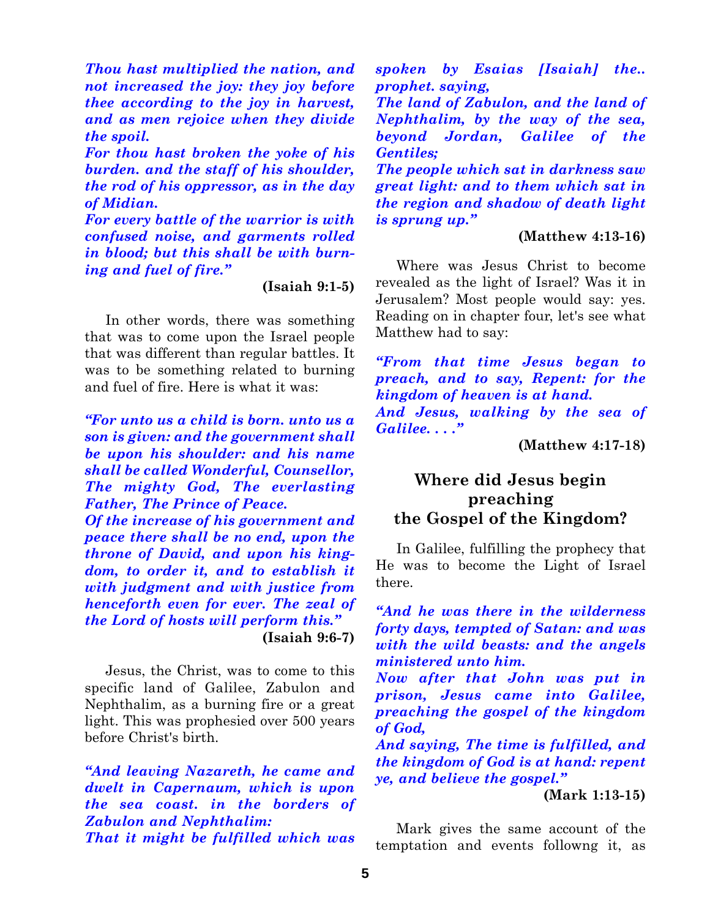*Thou hast multiplied the nation, and not increased the joy: they joy before thee according to the joy in harvest, and as men rejoice when they divide the spoil.*
*For thou hast broken the yoke of his burden. and the staff of his shoulder, the rod of his oppressor, as in the day of Midian.*
*For every battle of the warrior is with confused noise, and garments rolled in blood; but this shall be with burning and fuel of fire."*

**(Isaiah 9:1-5)**

In other words, there was something that was to come upon the Israel people that was different than regular battles. It was to be something related to burning and fuel of fire. Here is what it was:

*"For unto us a child is born. unto us a son is given: and the government shall be upon his shoulder: and his name shall be called Wonderful, Counsellor, The mighty God, The everlasting Father, The Prince of Peace.*
*Of the increase of his government and peace there shall be no end, upon the throne of David, and upon his kingdom, to order it, and to establish it with judgment and with justice from henceforth even for ever. The zeal of the Lord of hosts will perform this."*

**(Isaiah 9:6-7)**

Jesus, the Christ, was to come to this specific land of Galilee, Zabulon and Nephthalim, as a burning fire or a great light. This was prophesied over 500 years before Christ's birth.

*"And leaving Nazareth, he came and dwelt in Capernaum, which is upon the sea coast. in the borders of Zabulon and Nephthalim:*
*That it might be fulfilled which was spoken by Esaias [Isaiah] the.. prophet. saying,*
*The land of Zabulon, and the land of Nephthalim, by the way of the sea, beyond Jordan, Galilee of the Gentiles;*
*The people which sat in darkness saw great light: and to them which sat in the region and shadow of death light is sprung up."*

**(Matthew 4:13-16)**

Where was Jesus Christ to become revealed as the light of Israel? Was it in Jerusalem? Most people would say: yes. Reading on in chapter four, let's see what Matthew had to say:

*"From that time Jesus began to preach, and to say, Repent: for the kingdom of heaven is at hand.*
*And Jesus, walking by the sea of Galilee. . . ."*

**(Matthew 4:17-18)**

## Where did Jesus begin preaching the Gospel of the Kingdom?

In Galilee, fulfilling the prophecy that He was to become the Light of Israel there.

*"And he was there in the wilderness forty days, tempted of Satan: and was with the wild beasts: and the angels ministered unto him.*
*Now after that John was put in prison, Jesus came into Galilee, preaching the gospel of the kingdom of God,*
*And saying, The time is fulfilled, and the kingdom of God is at hand: repent ye, and believe the gospel."*

**(Mark 1:13-15)**

Mark gives the same account of the temptation and events followng it, as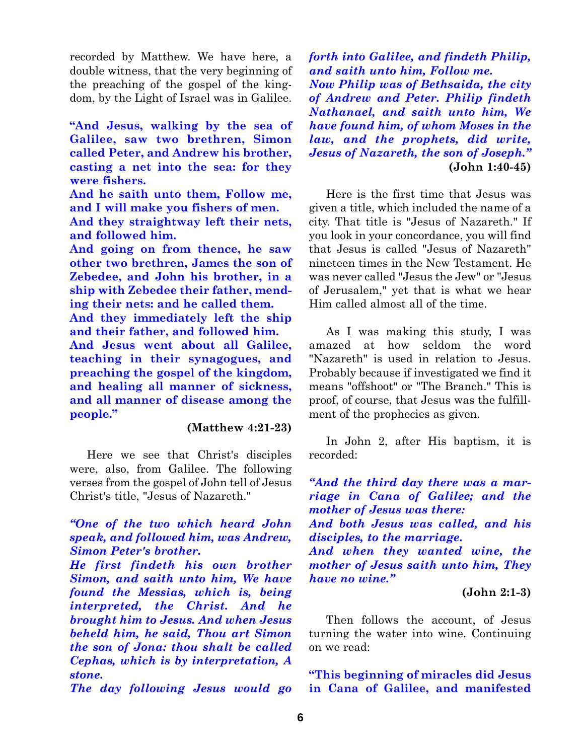recorded by Matthew. We have here, a double witness, that the very beginning of the preaching of the gospel of the kingdom, by the Light of Israel was in Galilee.

**"And Jesus, walking by the sea of Galilee, saw two brethren, Simon called Peter, and Andrew his brother, casting a net into the sea: for they were fishers.**
**And he saith unto them, Follow me, and I will make you fishers of men.**
**And they straightway left their nets, and followed him.**
**And going on from thence, he saw other two brethren, James the son of Zebedee, and John his brother, in a ship with Zebedee their father, mending their nets: and he called them.**
**And they immediately left the ship and their father, and followed him.**
**And Jesus went about all Galilee, teaching in their synagogues, and preaching the gospel of the kingdom, and healing all manner of sickness, and all manner of disease among the people."**

**(Matthew 4:21-23)**

Here we see that Christ's disciples were, also, from Galilee. The following verses from the gospel of John tell of Jesus Christ's title, "Jesus of Nazareth."

***"One of the two which heard John speak, and followed him, was Andrew, Simon Peter's brother.***
***He first findeth his own brother Simon, and saith unto him, We have found the Messias, which is, being interpreted, the Christ. And he brought him to Jesus. And when Jesus beheld him, he said, Thou art Simon the son of Jona: thou shalt be called Cephas, which is by interpretation, A stone.***
***The day following Jesus would go forth into Galilee, and findeth Philip, and saith unto him, Follow me.***
***Now Philip was of Bethsaida, the city of Andrew and Peter. Philip findeth Nathanael, and saith unto him, We have found him, of whom Moses in the law, and the prophets, did write, Jesus of Nazareth, the son of Joseph."***

**(John 1:40-45)**

Here is the first time that Jesus was given a title, which included the name of a city. That title is "Jesus of Nazareth." If you look in your concordance, you will find that Jesus is called "Jesus of Nazareth" nineteen times in the New Testament. He was never called "Jesus the Jew" or "Jesus of Jerusalem," yet that is what we hear Him called almost all of the time.

As I was making this study, I was amazed at how seldom the word "Nazareth" is used in relation to Jesus. Probably because if investigated we find it means "offshoot" or "The Branch." This is proof, of course, that Jesus was the fulfillment of the prophecies as given.

In John 2, after His baptism, it is recorded:

***"And the third day there was a marriage in Cana of Galilee; and the mother of Jesus was there:***
***And both Jesus was called, and his disciples, to the marriage.***
***And when they wanted wine, the mother of Jesus saith unto him, They have no wine."***

**(John 2:1-3)**

Then follows the account, of Jesus turning the water into wine. Continuing on we read:

**"This beginning of miracles did Jesus in Cana of Galilee, and manifested**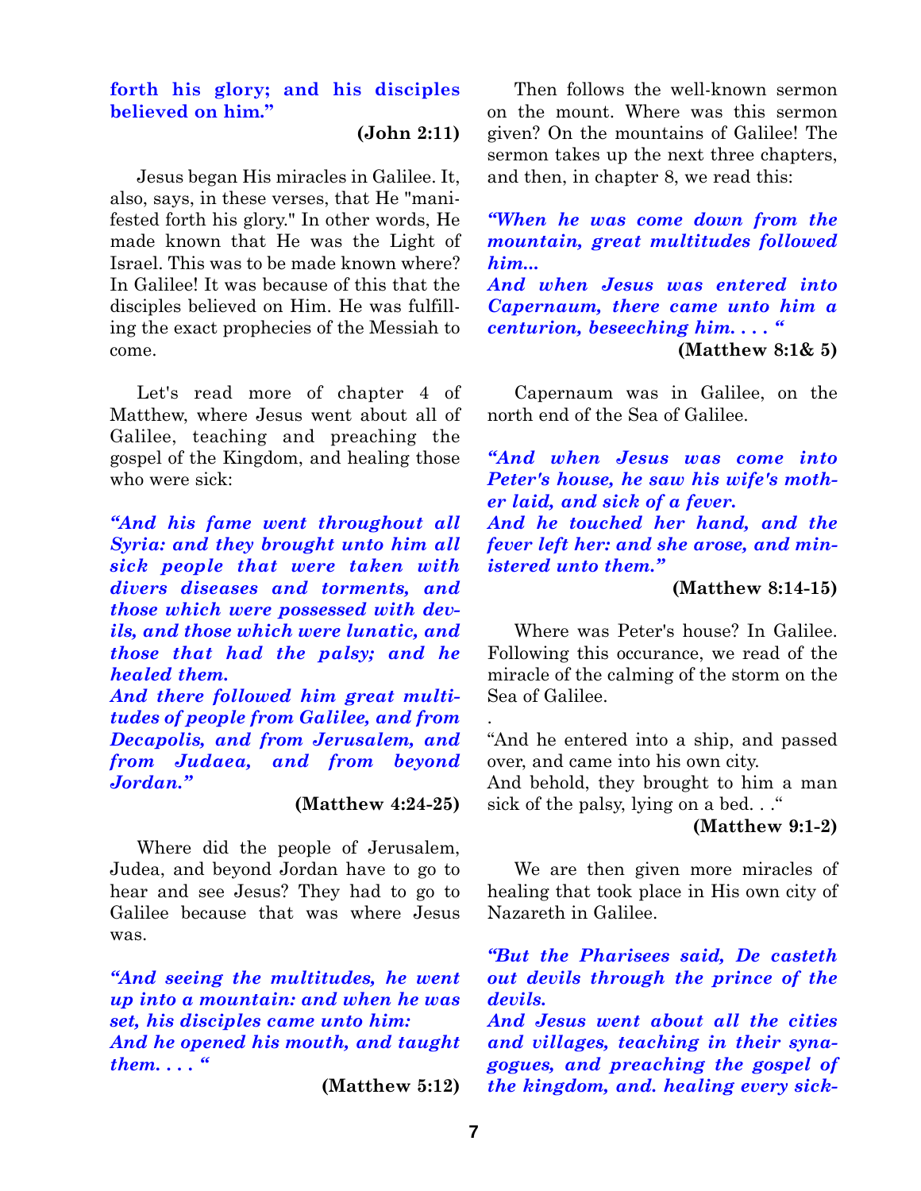**forth his glory; and his disciples believed on him."**

**(John 2:11)**

Jesus began His miracles in Galilee. It, also, says, in these verses, that He "manifested forth his glory." In other words, He made known that He was the Light of Israel. This was to be made known where? In Galilee! It was because of this that the disciples believed on Him. He was fulfilling the exact prophecies of the Messiah to come.

Let's read more of chapter 4 of Matthew, where Jesus went about all of Galilee, teaching and preaching the gospel of the Kingdom, and healing those who were sick:

***"And his fame went throughout all Syria: and they brought unto him all sick people that were taken with divers diseases and torments, and those which were possessed with devils, and those which were lunatic, and those that had the palsy; and he healed them.***
***And there followed him great multitudes of people from Galilee, and from Decapolis, and from Jerusalem, and from Judaea, and from beyond Jordan."***

**(Matthew 4:24-25)**

Where did the people of Jerusalem, Judea, and beyond Jordan have to go to hear and see Jesus? They had to go to Galilee because that was where Jesus was.

***"And seeing the multitudes, he went up into a mountain: and when he was set, his disciples came unto him:***
***And he opened his mouth, and taught them. . . . "***

**(Matthew 5:12)**

Then follows the well-known sermon on the mount. Where was this sermon given? On the mountains of Galilee! The sermon takes up the next three chapters, and then, in chapter 8, we read this:

***"When he was come down from the mountain, great multitudes followed him...***
***And when Jesus was entered into Capernaum, there came unto him a centurion, beseeching him. . . . "***

**(Matthew 8:1& 5)**

Capernaum was in Galilee, on the north end of the Sea of Galilee.

***"And when Jesus was come into Peter's house, he saw his wife's mother laid, and sick of a fever.***
***And he touched her hand, and the fever left her: and she arose, and ministered unto them."***

**(Matthew 8:14-15)**

Where was Peter's house? In Galilee. Following this occurance, we read of the miracle of the calming of the storm on the Sea of Galilee.

.
"And he entered into a ship, and passed over, and came into his own city.
And behold, they brought to him a man sick of the palsy, lying on a bed. . ."

**(Matthew 9:1-2)**

We are then given more miracles of healing that took place in His own city of Nazareth in Galilee.

***"But the Pharisees said, De casteth out devils through the prince of the devils.***
***And Jesus went about all the cities and villages, teaching in their synagogues, and preaching the gospel of the kingdom, and. healing every sick-***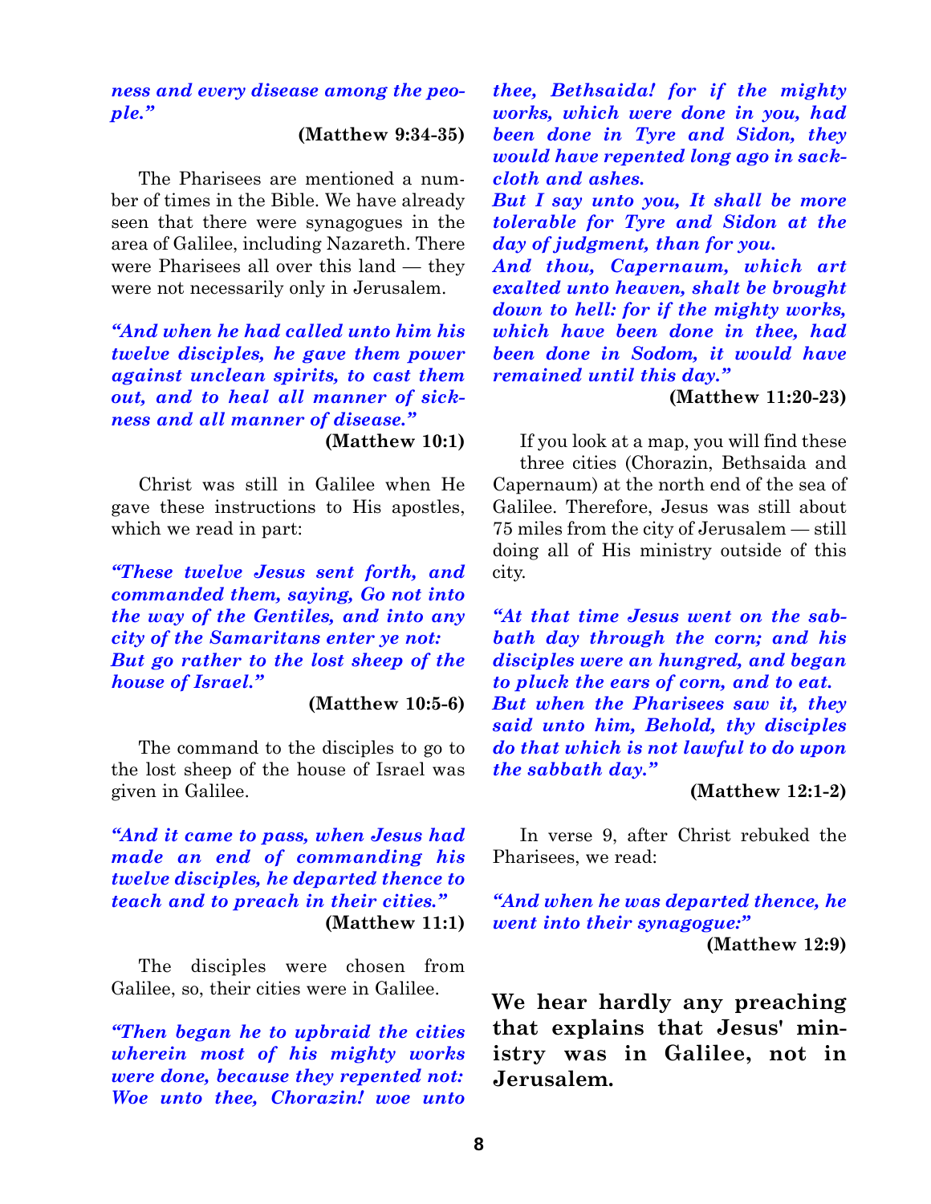*ness and every disease among the people."*

**(Matthew 9:34-35)**

The Pharisees are mentioned a number of times in the Bible. We have already seen that there were synagogues in the area of Galilee, including Nazareth. There were Pharisees all over this land — they were not necessarily only in Jerusalem.

***"And when he had called unto him his twelve disciples, he gave them power against unclean spirits, to cast them out, and to heal all manner of sickness and all manner of disease."***

**(Matthew 10:1)**

Christ was still in Galilee when He gave these instructions to His apostles, which we read in part:

***"These twelve Jesus sent forth, and commanded them, saying, Go not into the way of the Gentiles, and into any city of the Samaritans enter ye not:***
***But go rather to the lost sheep of the house of Israel."***

**(Matthew 10:5-6)**

The command to the disciples to go to the lost sheep of the house of Israel was given in Galilee.

***"And it came to pass, when Jesus had made an end of commanding his twelve disciples, he departed thence to teach and to preach in their cities."***

**(Matthew 11:1)**

The disciples were chosen from Galilee, so, their cities were in Galilee.

***"Then began he to upbraid the cities wherein most of his mighty works were done, because they repented not:***
***Woe unto thee, Chorazin! woe unto thee, Bethsaida! for if the mighty works, which were done in you, had been done in Tyre and Sidon, they would have repented long ago in sackcloth and ashes.***
***But I say unto you, It shall be more tolerable for Tyre and Sidon at the day of judgment, than for you.***
***And thou, Capernaum, which art exalted unto heaven, shalt be brought down to hell: for if the mighty works, which have been done in thee, had been done in Sodom, it would have remained until this day."***

**(Matthew 11:20-23)**

If you look at a map, you will find these three cities (Chorazin, Bethsaida and Capernaum) at the north end of the sea of Galilee. Therefore, Jesus was still about 75 miles from the city of Jerusalem — still doing all of His ministry outside of this city.

***"At that time Jesus went on the sabbath day through the corn; and his disciples were an hungred, and began to pluck the ears of corn, and to eat.***
***But when the Pharisees saw it, they said unto him, Behold, thy disciples do that which is not lawful to do upon the sabbath day."***

**(Matthew 12:1-2)**

In verse 9, after Christ rebuked the Pharisees, we read:

***"And when he was departed thence, he went into their synagogue:"***

**(Matthew 12:9)**

**We hear hardly any preaching that explains that Jesus' ministry was in Galilee, not in Jerusalem.**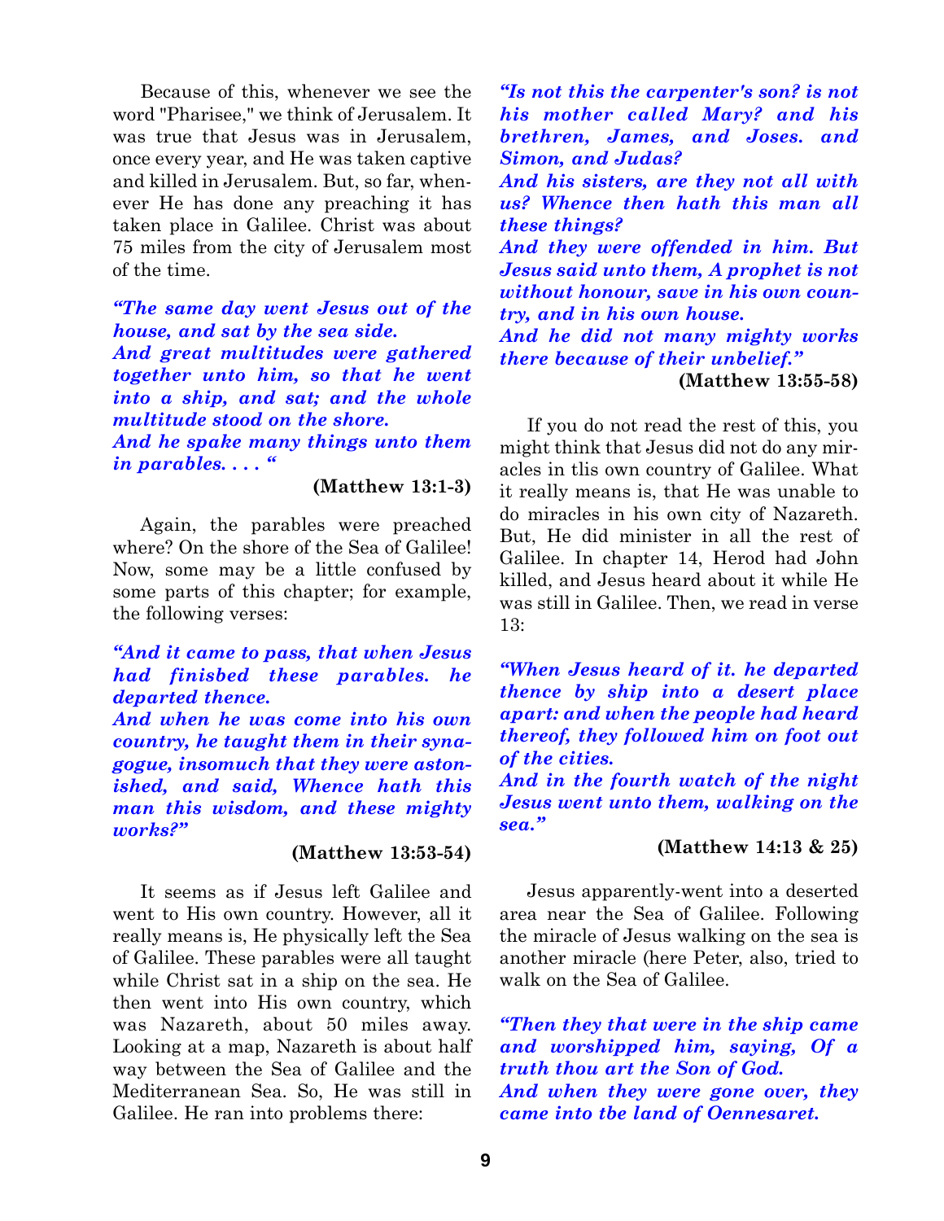Because of this, whenever we see the word "Pharisee," we think of Jerusalem. It was true that Jesus was in Jerusalem, once every year, and He was taken captive and killed in Jerusalem. But, so far, whenever He has done any preaching it has taken place in Galilee. Christ was about 75 miles from the city of Jerusalem most of the time.

***"The same day went Jesus out of the house, and sat by the sea side.***
***And great multitudes were gathered together unto him, so that he went into a ship, and sat; and the whole multitude stood on the shore.***
***And he spake many things unto them in parables. . . . "***

**(Matthew 13:1-3)**

Again, the parables were preached where? On the shore of the Sea of Galilee! Now, some may be a little confused by some parts of this chapter; for example, the following verses:

***"And it came to pass, that when Jesus had finisbed these parables. he departed thence.***
***And when he was come into his own country, he taught them in their synagogue, insomuch that they were astonished, and said, Whence hath this man this wisdom, and these mighty works?"***

**(Matthew 13:53-54)**

It seems as if Jesus left Galilee and went to His own country. However, all it really means is, He physically left the Sea of Galilee. These parables were all taught while Christ sat in a ship on the sea. He then went into His own country, which was Nazareth, about 50 miles away. Looking at a map, Nazareth is about half way between the Sea of Galilee and the Mediterranean Sea. So, He was still in Galilee. He ran into problems there:

***"Is not this the carpenter's son? is not his mother called Mary? and his brethren, James, and Joses. and Simon, and Judas?***
***And his sisters, are they not all with us? Whence then hath this man all these things?***
***And they were offended in him. But Jesus said unto them, A prophet is not without honour, save in his own country, and in his own house.***
***And he did not many mighty works there because of their unbelief."***

**(Matthew 13:55-58)**

If you do not read the rest of this, you might think that Jesus did not do any miracles in tlis own country of Galilee. What it really means is, that He was unable to do miracles in his own city of Nazareth. But, He did minister in all the rest of Galilee. In chapter 14, Herod had John killed, and Jesus heard about it while He was still in Galilee. Then, we read in verse 13:

***"When Jesus heard of it. he departed thence by ship into a desert place apart: and when the people had heard thereof, they followed him on foot out of the cities.***
***And in the fourth watch of the night Jesus went unto them, walking on the sea."***

**(Matthew 14:13 & 25)**

Jesus apparently-went into a deserted area near the Sea of Galilee. Following the miracle of Jesus walking on the sea is another miracle (here Peter, also, tried to walk on the Sea of Galilee.

***"Then they that were in the ship came and worshipped him, saying, Of a truth thou art the Son of God.***
***And when they were gone over, they came into tbe land of Oennesaret.***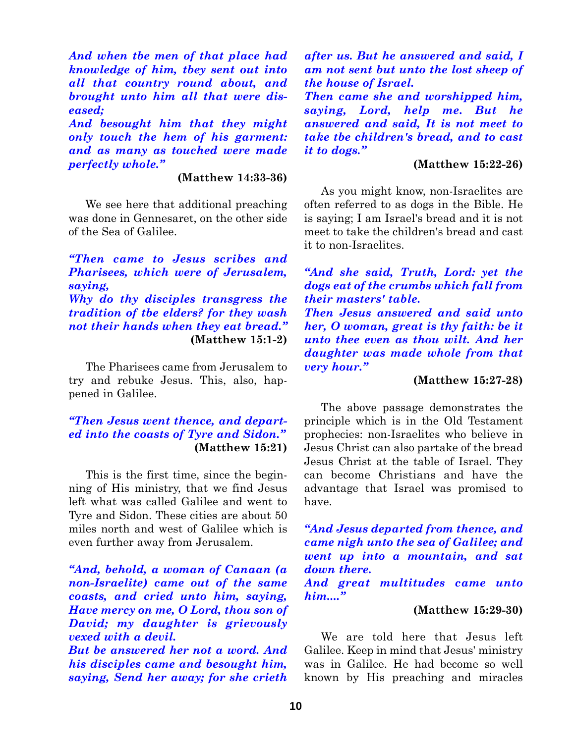*And when tbe men of that place had knowledge of him, tbey sent out into all that country round about, and brought unto him all that were diseased;*
*And besought him that they might only touch the hem of his garment: and as many as touched were made perfectly whole."*

**(Matthew 14:33-36)**

We see here that additional preaching was done in Gennesaret, on the other side of the Sea of Galilee.

*"Then came to Jesus scribes and Pharisees, which were of Jerusalem, saying,*
*Why do thy disciples transgress the tradition of tbe elders? for they wash not their hands when they eat bread."*
**(Matthew 15:1-2)**

The Pharisees came from Jerusalem to try and rebuke Jesus. This, also, happened in Galilee.

*"Then Jesus went thence, and departed into the coasts of Tyre and Sidon."*
**(Matthew 15:21)**

This is the first time, since the beginning of His ministry, that we find Jesus left what was called Galilee and went to Tyre and Sidon. These cities are about 50 miles north and west of Galilee which is even further away from Jerusalem.

*"And, behold, a woman of Canaan (a non-Israelite) came out of the same coasts, and cried unto him, saying, Have mercy on me, O Lord, thou son of David; my daughter is grievously vexed with a devil.*
*But be answered her not a word. And his disciples came and besought him, saying, Send her away; for she crieth after us. But he answered and said, I am not sent but unto the lost sheep of the house of Israel.*
*Then came she and worshipped him, saying, Lord, help me. But he answered and said, It is not meet to take tbe children's bread, and to cast it to dogs."*

**(Matthew 15:22-26)**

As you might know, non-Israelites are often referred to as dogs in the Bible. He is saying; I am Israel's bread and it is not meet to take the children's bread and cast it to non-Israelites.

*"And she said, Truth, Lord: yet the dogs eat of the crumbs which fall from their masters' table.*
*Then Jesus answered and said unto her, O woman, great is thy faith: be it unto thee even as thou wilt. And her daughter was made whole from that very hour."*

**(Matthew 15:27-28)**

The above passage demonstrates the principle which is in the Old Testament prophecies: non-Israelites who believe in Jesus Christ can also partake of the bread Jesus Christ at the table of Israel. They can become Christians and have the advantage that Israel was promised to have.

*"And Jesus departed from thence, and came nigh unto the sea of Galilee; and went up into a mountain, and sat down there.*
*And great multitudes came unto him...."*

**(Matthew 15:29-30)**

We are told here that Jesus left Galilee. Keep in mind that Jesus' ministry was in Galilee. He had become so well known by His preaching and miracles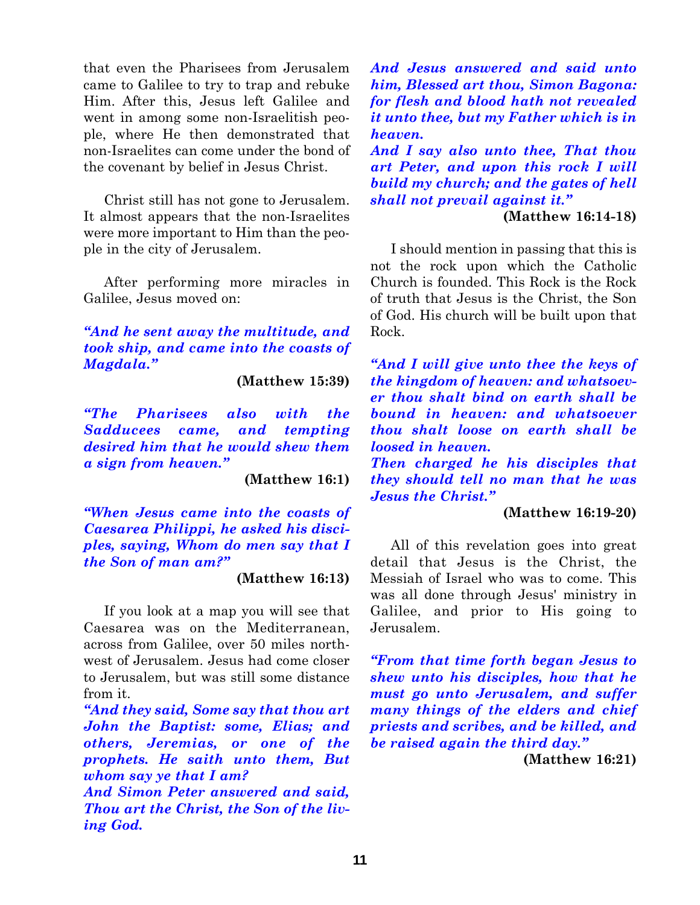that even the Pharisees from Jerusalem came to Galilee to try to trap and rebuke Him. After this, Jesus left Galilee and went in among some non-Israelitish people, where He then demonstrated that non-Israelites can come under the bond of the covenant by belief in Jesus Christ.

Christ still has not gone to Jerusalem. It almost appears that the non-Israelites were more important to Him than the people in the city of Jerusalem.

After performing more miracles in Galilee, Jesus moved on:

***"And he sent away the multitude, and took ship, and came into the coasts of Magdala."***

**(Matthew 15:39)**

***"The Pharisees also with the Sadducees came, and tempting desired him that he would shew them a sign from heaven."***

**(Matthew 16:1)**

***"When Jesus came into the coasts of Caesarea Philippi, he asked his disciples, saying, Whom do men say that I the Son of man am?"***

**(Matthew 16:13)**

If you look at a map you will see that Caesarea was on the Mediterranean, across from Galilee, over 50 miles northwest of Jerusalem. Jesus had come closer to Jerusalem, but was still some distance from it.

***"And they said, Some say that thou art John the Baptist: some, Elias; and others, Jeremias, or one of the prophets. He saith unto them, But whom say ye that I am?***
***And Simon Peter answered and said, Thou art the Christ, the Son of the living God.***
***And Jesus answered and said unto him, Blessed art thou, Simon Bagona: for flesh and blood hath not revealed it unto thee, but my Father which is in heaven.***
***And I say also unto thee, That thou art Peter, and upon this rock I will build my church; and the gates of hell shall not prevail against it."***

**(Matthew 16:14-18)**

I should mention in passing that this is not the rock upon which the Catholic Church is founded. This Rock is the Rock of truth that Jesus is the Christ, the Son of God. His church will be built upon that Rock.

***"And I will give unto thee the keys of the kingdom of heaven: and whatsoever thou shalt bind on earth shall be bound in heaven: and whatsoever thou shalt loose on earth shall be loosed in heaven.***
***Then charged he his disciples that they should tell no man that he was Jesus the Christ."***

**(Matthew 16:19-20)**

All of this revelation goes into great detail that Jesus is the Christ, the Messiah of Israel who was to come. This was all done through Jesus' ministry in Galilee, and prior to His going to Jerusalem.

***"From that time forth began Jesus to shew unto his disciples, how that he must go unto Jerusalem, and suffer many things of the elders and chief priests and scribes, and be killed, and be raised again the third day."***

**(Matthew 16:21)**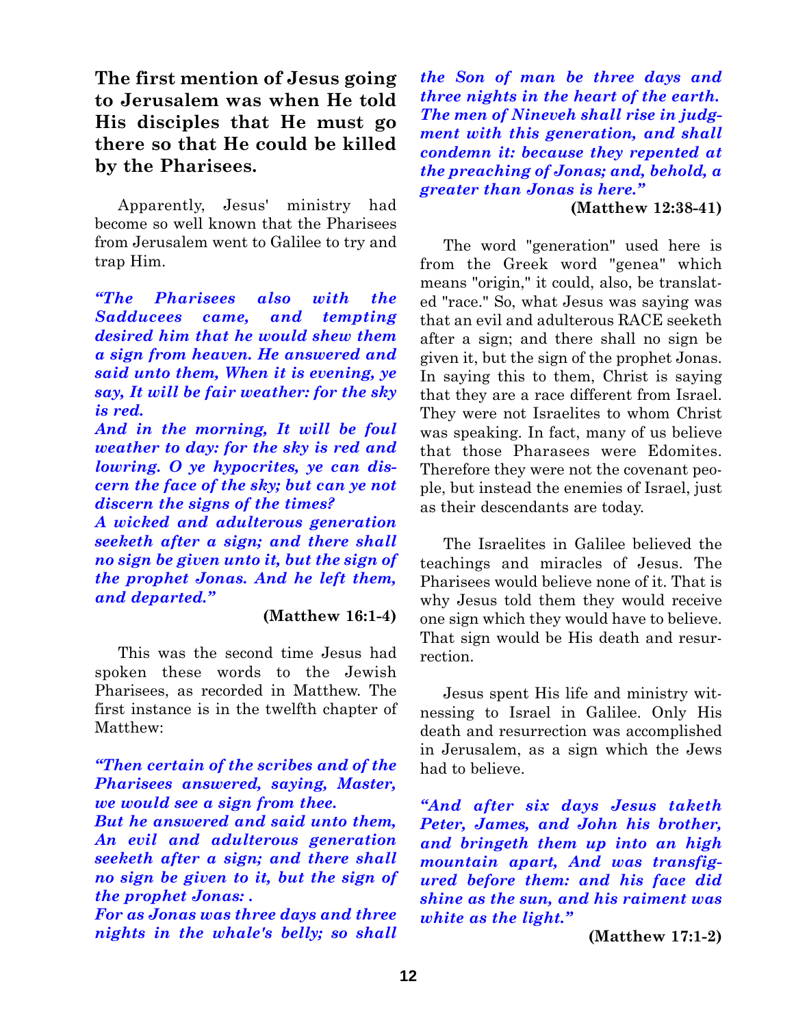**The first mention of Jesus going to Jerusalem was when He told His disciples that He must go there so that He could be killed by the Pharisees.**

Apparently, Jesus' ministry had become so well known that the Pharisees from Jerusalem went to Galilee to try and trap Him.

***"The Pharisees also with the Sadducees came, and tempting desired him that he would shew them a sign from heaven. He answered and said unto them, When it is evening, ye say, It will be fair weather: for the sky is red.***
***And in the morning, It will be foul weather to day: for the sky is red and lowring. O ye hypocrites, ye can discern the face of the sky; but can ye not discern the signs of the times?***
***A wicked and adulterous generation seeketh after a sign; and there shall no sign be given unto it, but the sign of the prophet Jonas. And he left them, and departed."***

**(Matthew 16:1-4)**

This was the second time Jesus had spoken these words to the Jewish Pharisees, as recorded in Matthew. The first instance is in the twelfth chapter of Matthew:

***"Then certain of the scribes and of the Pharisees answered, saying, Master, we would see a sign from thee.***
***But he answered and said unto them, An evil and adulterous generation seeketh after a sign; and there shall no sign be given to it, but the sign of the prophet Jonas: .***
***For as Jonas was three days and three nights in the whale's belly; so shall the Son of man be three days and three nights in the heart of the earth.***
***The men of Nineveh shall rise in judgment with this generation, and shall condemn it: because they repented at the preaching of Jonas; and, behold, a greater than Jonas is here."***

**(Matthew 12:38-41)**

The word "generation" used here is from the Greek word "genea" which means "origin," it could, also, be translated "race." So, what Jesus was saying was that an evil and adulterous RACE seeketh after a sign; and there shall no sign be given it, but the sign of the prophet Jonas. In saying this to them, Christ is saying that they are a race different from Israel. They were not Israelites to whom Christ was speaking. In fact, many of us believe that those Pharasees were Edomites. Therefore they were not the covenant people, but instead the enemies of Israel, just as their descendants are today.

The Israelites in Galilee believed the teachings and miracles of Jesus. The Pharisees would believe none of it. That is why Jesus told them they would receive one sign which they would have to believe. That sign would be His death and resurrection.

Jesus spent His life and ministry witnessing to Israel in Galilee. Only His death and resurrection was accomplished in Jerusalem, as a sign which the Jews had to believe.

***"And after six days Jesus taketh Peter, James, and John his brother, and bringeth them up into an high mountain apart, And was transfigured before them: and his face did shine as the sun, and his raiment was white as the light."***

**(Matthew 17:1-2)**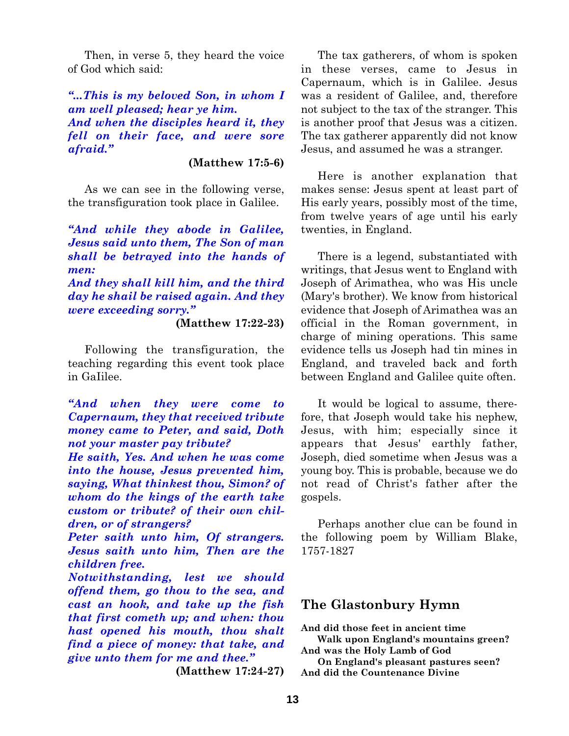Then, in verse 5, they heard the voice of God which said:

***"...This is my beloved Son, in whom I am well pleased; hear ye him.***
***And when the disciples heard it, they fell on their face, and were sore afraid."***

**(Matthew 17:5-6)**

As we can see in the following verse, the transfiguration took place in Galilee.

***"And while they abode in Galilee, Jesus said unto them, The Son of man shall be betrayed into the hands of men:***
***And they shall kill him, and the third day he shail be raised again. And they were exceeding sorry."***

**(Matthew 17:22-23)**

Following the transfiguration, the teaching regarding this event took place in GaIilee.

***"And when they were come to Capernaum, they that received tribute money came to Peter, and said, Doth not your master pay tribute?***
***He saith, Yes. And when he was come into the house, Jesus prevented him, saying, What thinkest thou, Simon? of whom do the kings of the earth take custom or tribute? of their own children, or of strangers?***
***Peter saith unto him, Of strangers. Jesus saith unto him, Then are the children free.***
***Notwithstanding, lest we should offend them, go thou to the sea, and cast an hook, and take up the fish that first cometh up; and when: thou hast opened his mouth, thou shalt find a piece of money: that take, and give unto them for me and thee."***

**(Matthew 17:24-27)**

The tax gatherers, of whom is spoken in these verses, came to Jesus in Capernaum, which is in Galilee. Jesus was a resident of Galilee, and, therefore not subject to the tax of the stranger. This is another proof that Jesus was a citizen. The tax gatherer apparently did not know Jesus, and assumed he was a stranger.

Here is another explanation that makes sense: Jesus spent at least part of His early years, possibly most of the time, from twelve years of age until his early twenties, in England.

There is a legend, substantiated with writings, that Jesus went to England with Joseph of Arimathea, who was His uncle (Mary's brother). We know from historical evidence that Joseph of Arimathea was an official in the Roman government, in charge of mining operations. This same evidence tells us Joseph had tin mines in England, and traveled back and forth between England and Galilee quite often.

It would be logical to assume, therefore, that Joseph would take his nephew, Jesus, with him; especially since it appears that Jesus' earthly father, Joseph, died sometime when Jesus was a young boy. This is probable, because we do not read of Christ's father after the gospels.

Perhaps another clue can be found in the following poem by William Blake, 1757-1827

## The Glastonbury Hymn

**And did those feet in ancient time**
**Walk upon England's mountains green?**
**And was the Holy Lamb of God**
**On England's pleasant pastures seen?**
**And did the Countenance Divine**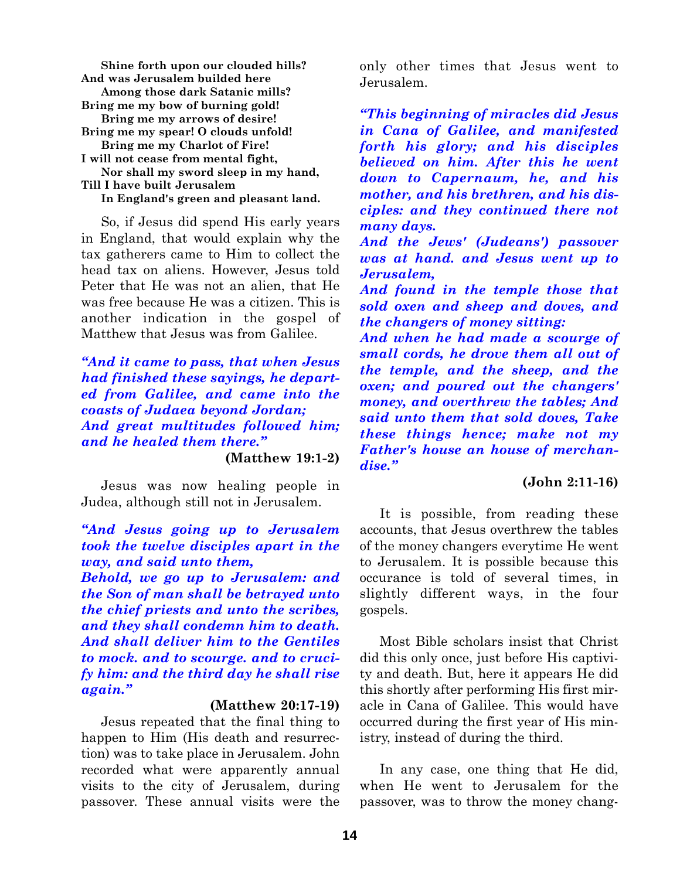**Shine forth upon our clouded hills?**
**And was Jerusalem builded here**
**Among those dark Satanic mills?**
**Bring me my bow of burning gold!**
**Bring me my arrows of desire!**
**Bring me my spear! O clouds unfold!**
**Bring me my Charlot of Fire!**
**I will not cease from mental fight,**
**Nor shall my sword sleep in my hand,**
**Till I have built Jerusalem**
**In England's green and pleasant land.**

So, if Jesus did spend His early years in England, that would explain why the tax gatherers came to Him to collect the head tax on aliens. However, Jesus told Peter that He was not an alien, that He was free because He was a citizen. This is another indication in the gospel of Matthew that Jesus was from Galilee.

***"And it came to pass, that when Jesus had finished these sayings, he departed from Galilee, and came into the coasts of Judaea beyond Jordan;***
***And great multitudes followed him; and he healed them there."***

**(Matthew 19:1-2)**

Jesus was now healing people in Judea, although still not in Jerusalem.

***"And Jesus going up to Jerusalem took the twelve disciples apart in the way, and said unto them,***
***Behold, we go up to Jerusalem: and the Son of man shall be betrayed unto the chief priests and unto the scribes, and they shall condemn him to death.***
***And shall deliver him to the Gentiles to mock. and to scourge. and to crucify him: and the third day he shall rise again."***

**(Matthew 20:17-19)**

Jesus repeated that the final thing to happen to Him (His death and resurrection) was to take place in Jerusalem. John recorded what were apparently annual visits to the city of Jerusalem, during passover. These annual visits were the only other times that Jesus went to Jerusalem.

***"This beginning of miracles did Jesus in Cana of Galilee, and manifested forth his glory; and his disciples believed on him. After this he went down to Capernaum, he, and his mother, and his brethren, and his disciples: and they continued there not many days.***
***And the Jews' (Judeans') passover was at hand. and Jesus went up to Jerusalem,***
***And found in the temple those that sold oxen and sheep and doves, and the changers of money sitting:***
***And when he had made a scourge of small cords, he drove them all out of the temple, and the sheep, and the oxen; and poured out the changers' money, and overthrew the tables; And said unto them that sold doves, Take these things hence; make not my Father's house an house of merchandise."***

**(John 2:11-16)**

It is possible, from reading these accounts, that Jesus overthrew the tables of the money changers everytime He went to Jerusalem. It is possible because this occurance is told of several times, in slightly different ways, in the four gospels.

Most Bible scholars insist that Christ did this only once, just before His captivity and death. But, here it appears He did this shortly after performing His first miracle in Cana of Galilee. This would have occurred during the first year of His ministry, instead of during the third.

In any case, one thing that He did, when He went to Jerusalem for the passover, was to throw the money chang-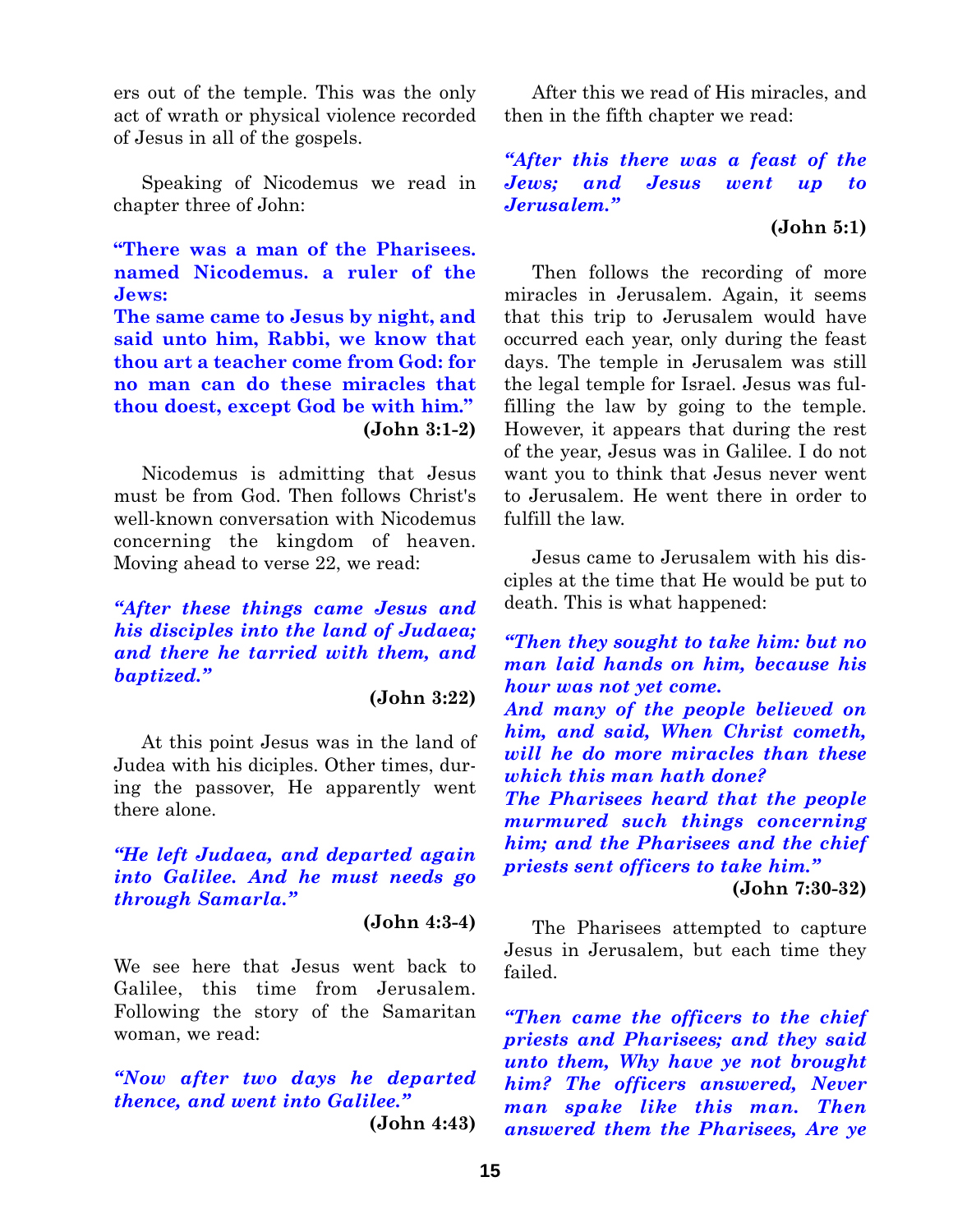ers out of the temple. This was the only act of wrath or physical violence recorded of Jesus in all of the gospels.

Speaking of Nicodemus we read in chapter three of John:

**"There was a man of the Pharisees. named Nicodemus. a ruler of the Jews:**
**The same came to Jesus by night, and said unto him, Rabbi, we know that thou art a teacher come from God: for no man can do these miracles that thou doest, except God be with him."**

**(John 3:1-2)**

Nicodemus is admitting that Jesus must be from God. Then follows Christ's well-known conversation with Nicodemus concerning the kingdom of heaven. Moving ahead to verse 22, we read:

***"After these things came Jesus and his disciples into the land of Judaea; and there he tarried with them, and baptized."***

**(John 3:22)**

At this point Jesus was in the land of Judea with his diciples. Other times, during the passover, He apparently went there alone.

***"He left Judaea, and departed again into Galilee. And he must needs go through Samarla."***

**(John 4:3-4)**

We see here that Jesus went back to Galilee, this time from Jerusalem. Following the story of the Samaritan woman, we read:

***"Now after two days he departed thence, and went into Galilee."***

**(John 4:43)**

After this we read of His miracles, and then in the fifth chapter we read:

***"After this there was a feast of the Jews; and Jesus went up to Jerusalem."***

**(John 5:1)**

Then follows the recording of more miracles in Jerusalem. Again, it seems that this trip to Jerusalem would have occurred each year, only during the feast days. The temple in Jerusalem was still the legal temple for Israel. Jesus was fulfilling the law by going to the temple. However, it appears that during the rest of the year, Jesus was in Galilee. I do not want you to think that Jesus never went to Jerusalem. He went there in order to fulfill the law.

Jesus came to Jerusalem with his disciples at the time that He would be put to death. This is what happened:

***"Then they sought to take him: but no man laid hands on him, because his hour was not yet come.***
***And many of the people believed on him, and said, When Christ cometh, will he do more miracles than these which this man hath done?***
***The Pharisees heard that the people murmured such things concerning him; and the Pharisees and the chief priests sent officers to take him."***

**(John 7:30-32)**

The Pharisees attempted to capture Jesus in Jerusalem, but each time they failed.

***"Then came the officers to the chief priests and Pharisees; and they said unto them, Why have ye not brought him? The officers answered, Never man spake like this man. Then answered them the Pharisees, Are ye***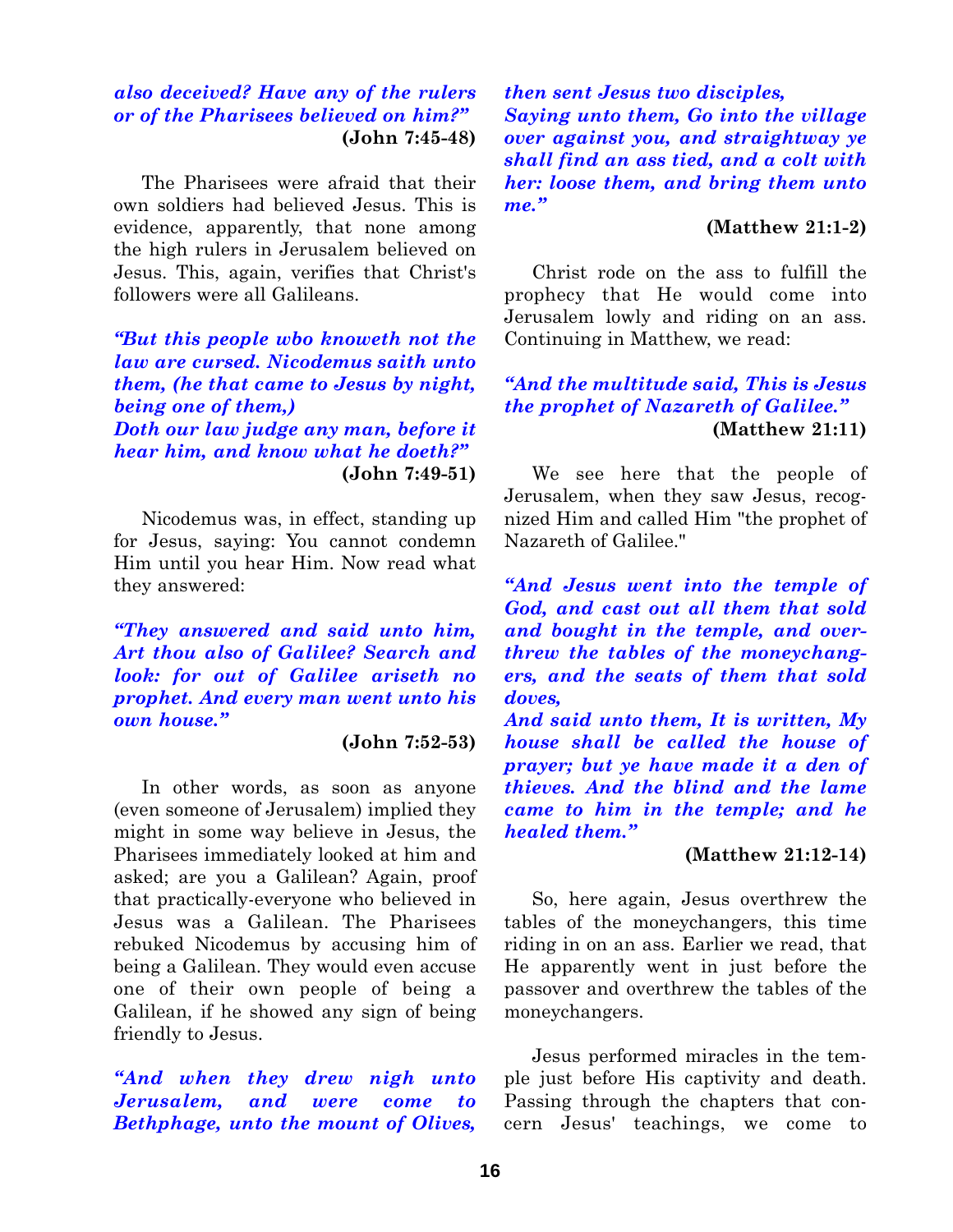*also deceived? Have any of the rulers or of the Pharisees believed on him?”*
**(John 7:45-48)**

The Pharisees were afraid that their own soldiers had believed Jesus. This is evidence, apparently, that none among the high rulers in Jerusalem believed on Jesus. This, again, verifies that Christ's followers were all Galileans.

*“But this people wbo knoweth not the law are cursed. Nicodemus saith unto them, (he that came to Jesus by night, being one of them,)*
*Doth our law judge any man, before it hear him, and know what he doeth?”*
**(John 7:49-51)**

Nicodemus was, in effect, standing up for Jesus, saying: You cannot condemn Him until you hear Him. Now read what they answered:

*“They answered and said unto him, Art thou also of Galilee? Search and look: for out of Galilee ariseth no prophet. And every man went unto his own house.”*
**(John 7:52-53)**

In other words, as soon as anyone (even someone of Jerusalem) implied they might in some way believe in Jesus, the Pharisees immediately looked at him and asked; are you a Galilean? Again, proof that practically-everyone who believed in Jesus was a Galilean. The Pharisees rebuked Nicodemus by accusing him of being a Galilean. They would even accuse one of their own people of being a Galilean, if he showed any sign of being friendly to Jesus.

*“And when they drew nigh unto Jerusalem, and were come to Bethphage, unto the mount of Olives, then sent Jesus two disciples,*
*Saying unto them, Go into the village over against you, and straightway ye shall find an ass tied, and a colt with her: loose them, and bring them unto me.”*
**(Matthew 21:1-2)**

Christ rode on the ass to fulfill the prophecy that He would come into Jerusalem lowly and riding on an ass. Continuing in Matthew, we read:

*“And the multitude said, This is Jesus the prophet of Nazareth of Galilee.”*
**(Matthew 21:11)**

We see here that the people of Jerusalem, when they saw Jesus, recognized Him and called Him "the prophet of Nazareth of Galilee."

*“And Jesus went into the temple of God, and cast out all them that sold and bought in the temple, and overthrew the tables of the moneychangers, and the seats of them that sold doves,*
*And said unto them, It is written, My house shall be called the house of prayer; but ye have made it a den of thieves. And the blind and the lame came to him in the temple; and he healed them.”*
**(Matthew 21:12-14)**

So, here again, Jesus overthrew the tables of the moneychangers, this time riding in on an ass. Earlier we read, that He apparently went in just before the passover and overthrew the tables of the moneychangers.

Jesus performed miracles in the temple just before His captivity and death. Passing through the chapters that concern Jesus' teachings, we come to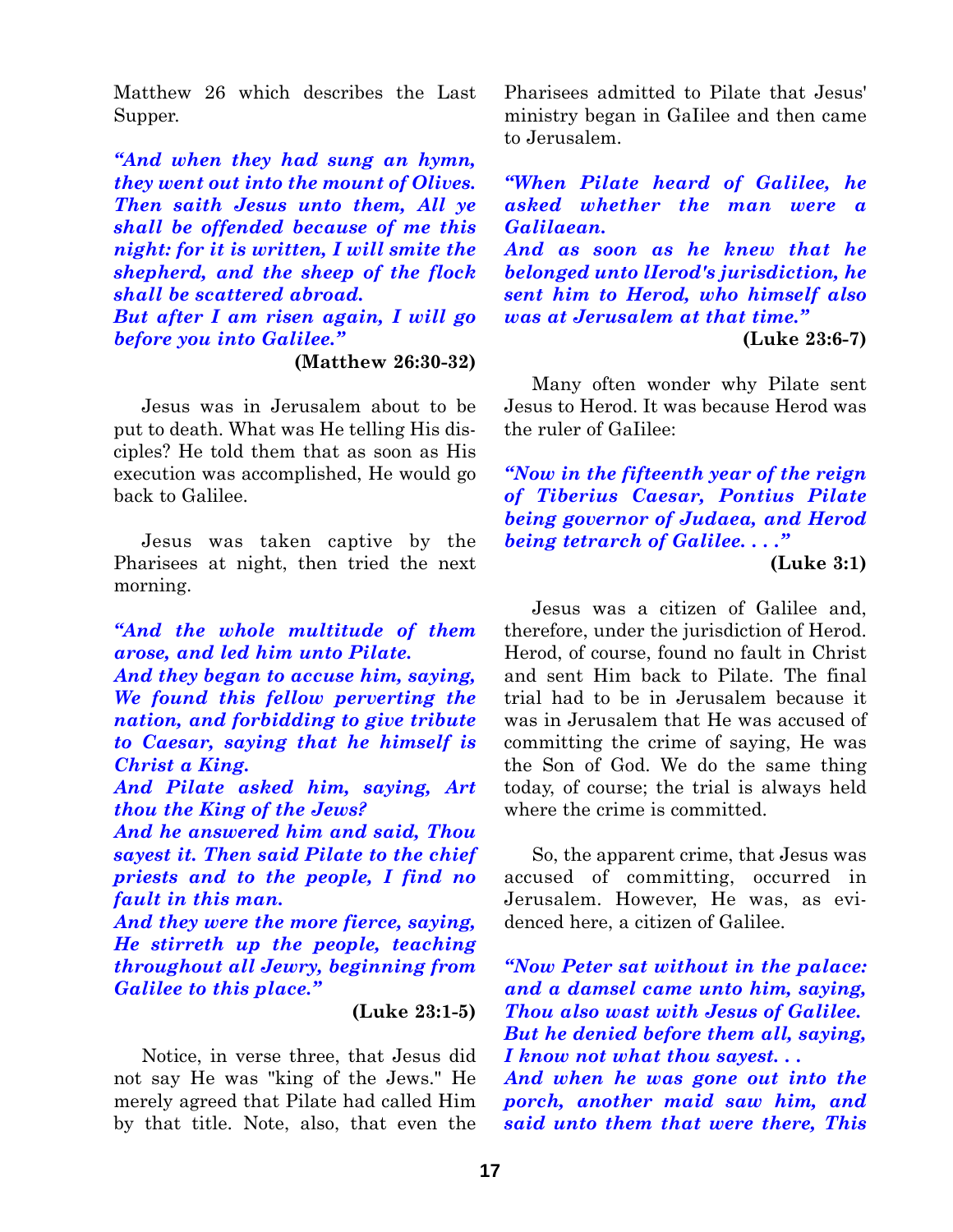Matthew 26 which describes the Last Supper.

***"And when they had sung an hymn, they went out into the mount of Olives. Then saith Jesus unto them, All ye shall be offended because of me this night: for it is written, I will smite the shepherd, and the sheep of the flock shall be scattered abroad.***
***But after I am risen again, I will go before you into Galilee."***

**(Matthew 26:30-32)**

Jesus was in Jerusalem about to be put to death. What was He telling His disciples? He told them that as soon as His execution was accomplished, He would go back to Galilee.

Jesus was taken captive by the Pharisees at night, then tried the next morning.

***"And the whole multitude of them arose, and led him unto Pilate.***
***And they began to accuse him, saying, We found this fellow perverting the nation, and forbidding to give tribute to Caesar, saying that he himself is Christ a King.***
***And Pilate asked him, saying, Art thou the King of the Jews?***
***And he answered him and said, Thou sayest it. Then said Pilate to the chief priests and to the people, I find no fault in this man.***
***And they were the more fierce, saying, He stirreth up the people, teaching throughout all Jewry, beginning from Galilee to this place."***

**(Luke 23:1-5)**

Notice, in verse three, that Jesus did not say He was "king of the Jews." He merely agreed that Pilate had called Him by that title. Note, also, that even the Pharisees admitted to Pilate that Jesus' ministry began in GaIilee and then came to Jerusalem.

***"When Pilate heard of Galilee, he asked whether the man were a Galilaean.***
***And as soon as he knew that he belonged unto lIerod's jurisdiction, he sent him to Herod, who himself also was at Jerusalem at that time."***

**(Luke 23:6-7)**

Many often wonder why Pilate sent Jesus to Herod. It was because Herod was the ruler of GaIilee:

***"Now in the fifteenth year of the reign of Tiberius Caesar, Pontius Pilate being governor of Judaea, and Herod being tetrarch of Galilee. . . ."***

**(Luke 3:1)**

Jesus was a citizen of Galilee and, therefore, under the jurisdiction of Herod. Herod, of course, found no fault in Christ and sent Him back to Pilate. The final trial had to be in Jerusalem because it was in Jerusalem that He was accused of committing the crime of saying, He was the Son of God. We do the same thing today, of course; the trial is always held where the crime is committed.

So, the apparent crime, that Jesus was accused of committing, occurred in Jerusalem. However, He was, as evidenced here, a citizen of Galilee.

***"Now Peter sat without in the palace: and a damsel came unto him, saying, Thou also wast with Jesus of Galilee.***
***But he denied before them all, saying, I know not what thou sayest. . .***
***And when he was gone out into the porch, another maid saw him, and said unto them that were there, This***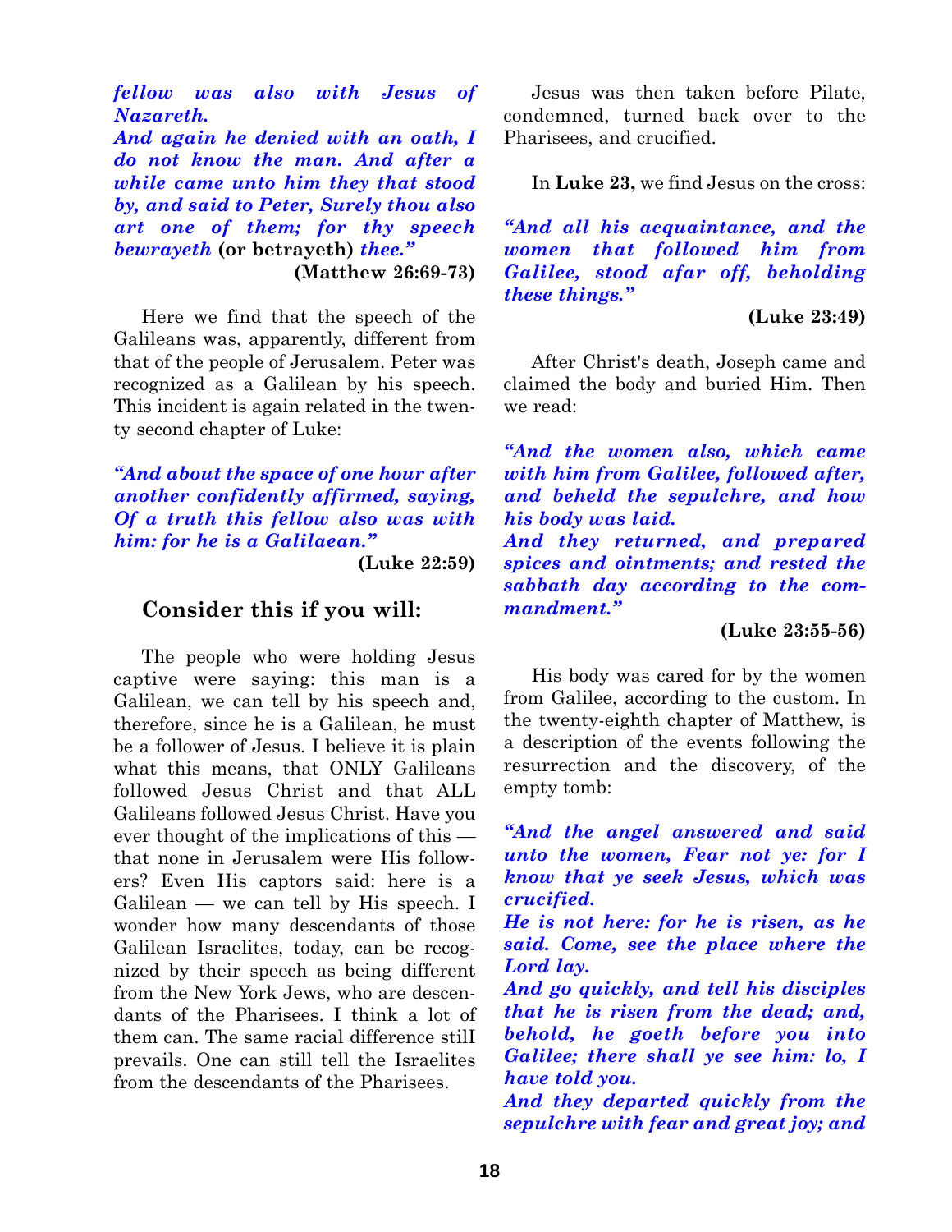*fellow was also with Jesus of Nazareth.*
*And again he denied with an oath, I do not know the man. And after a while came unto him they that stood by, and said to Peter, Surely thou also art one of them; for thy speech bewrayeth* **(or betrayeth)** *thee."*

**(Matthew 26:69-73)**

Here we find that the speech of the Galileans was, apparently, different from that of the people of Jerusalem. Peter was recognized as a Galilean by his speech. This incident is again related in the twenty second chapter of Luke:

*"And about the space of one hour after another confidently affirmed, saying, Of a truth this fellow also was with him: for he is a Galilaean."*

**(Luke 22:59)**

## Consider this if you will:

The people who were holding Jesus captive were saying: this man is a Galilean, we can tell by his speech and, therefore, since he is a Galilean, he must be a follower of Jesus. I believe it is plain what this means, that ONLY Galileans followed Jesus Christ and that ALL Galileans followed Jesus Christ. Have you ever thought of the implications of this — that none in Jerusalem were His followers? Even His captors said: here is a Galilean — we can tell by His speech. I wonder how many descendants of those Galilean Israelites, today, can be recognized by their speech as being different from the New York Jews, who are descendants of the Pharisees. I think a lot of them can. The same racial difference stilI prevails. One can still tell the Israelites from the descendants of the Pharisees.

Jesus was then taken before Pilate, condemned, turned back over to the Pharisees, and crucified.

In **Luke 23,** we find Jesus on the cross:

*"And all his acquaintance, and the women that followed him from Galilee, stood afar off, beholding these things."*

**(Luke 23:49)**

After Christ's death, Joseph came and claimed the body and buried Him. Then we read:

*"And the women also, which came with him from Galilee, followed after, and beheld the sepulchre, and how his body was laid.*
*And they returned, and prepared spices and ointments; and rested the sabbath day according to the commandment."*

**(Luke 23:55-56)**

His body was cared for by the women from Galilee, according to the custom. In the twenty-eighth chapter of Matthew, is a description of the events following the resurrection and the discovery, of the empty tomb:

*"And the angel answered and said unto the women, Fear not ye: for I know that ye seek Jesus, which was crucified.*
*He is not here: for he is risen, as he said. Come, see the place where the Lord lay.*
*And go quickly, and tell his disciples that he is risen from the dead; and, behold, he goeth before you into Galilee; there shall ye see him: lo, I have told you.*
*And they departed quickly from the sepulchre with fear and great joy; and*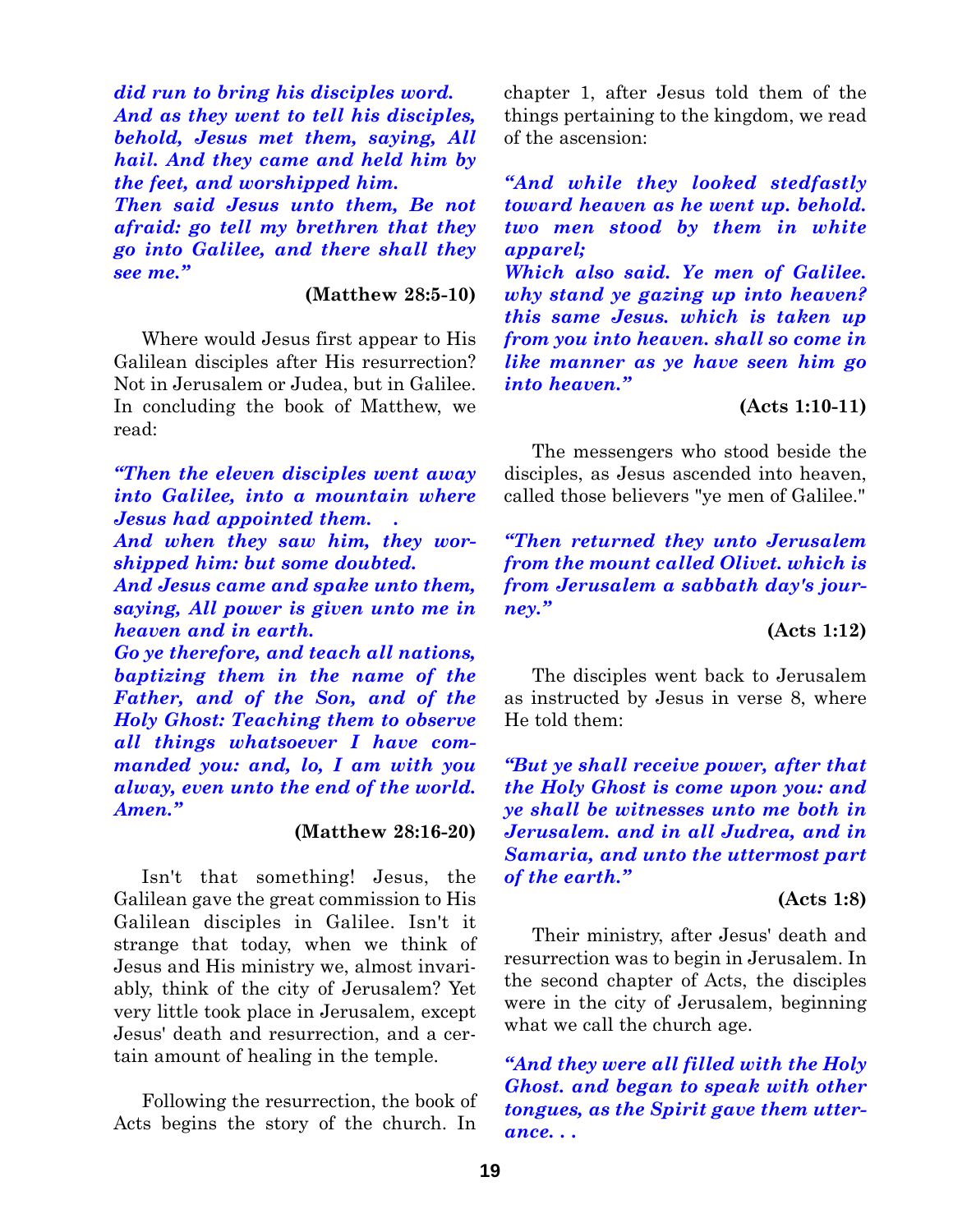***did run to bring his disciples word.***
***And as they went to tell his disciples, behold, Jesus met them, saying, All hail. And they came and held him by the feet, and worshipped him.***
***Then said Jesus unto them, Be not afraid: go tell my brethren that they go into Galilee, and there shall they see me."***

**(Matthew 28:5-10)**

Where would Jesus first appear to His Galilean disciples after His resurrection? Not in Jerusalem or Judea, but in Galilee. In concluding the book of Matthew, we read:

***"Then the eleven disciples went away into Galilee, into a mountain where Jesus had appointed them. .***
***And when they saw him, they worshipped him: but some doubted.***
***And Jesus came and spake unto them, saying, All power is given unto me in heaven and in earth.***
***Go ye therefore, and teach all nations, baptizing them in the name of the Father, and of the Son, and of the Holy Ghost: Teaching them to observe all things whatsoever I have commanded you: and, lo, I am with you alway, even unto the end of the world. Amen."***

**(Matthew 28:16-20)**

Isn't that something! Jesus, the Galilean gave the great commission to His Galilean disciples in Galilee. Isn't it strange that today, when we think of Jesus and His ministry we, almost invariably, think of the city of Jerusalem? Yet very little took place in Jerusalem, except Jesus' death and resurrection, and a certain amount of healing in the temple.

Following the resurrection, the book of Acts begins the story of the church. In chapter 1, after Jesus told them of the things pertaining to the kingdom, we read of the ascension:

***"And while they looked stedfastly toward heaven as he went up. behold. two men stood by them in white apparel;***
***Which also said. Ye men of Galilee. why stand ye gazing up into heaven? this same Jesus. which is taken up from you into heaven. shall so come in like manner as ye have seen him go into heaven."***

**(Acts 1:10-11)**

The messengers who stood beside the disciples, as Jesus ascended into heaven, called those believers "ye men of Galilee."

***"Then returned they unto Jerusalem from the mount called Olivet. which is from Jerusalem a sabbath day's journey."***

**(Acts 1:12)**

The disciples went back to Jerusalem as instructed by Jesus in verse 8, where He told them:

***"But ye shall receive power, after that the Holy Ghost is come upon you: and ye shall be witnesses unto me both in Jerusalem. and in all Judrea, and in Samaria, and unto the uttermost part of the earth."***

**(Acts 1:8)**

Their ministry, after Jesus' death and resurrection was to begin in Jerusalem. In the second chapter of Acts, the disciples were in the city of Jerusalem, beginning what we call the church age.

***"And they were all filled with the Holy Ghost. and began to speak with other tongues, as the Spirit gave them utterance. . .***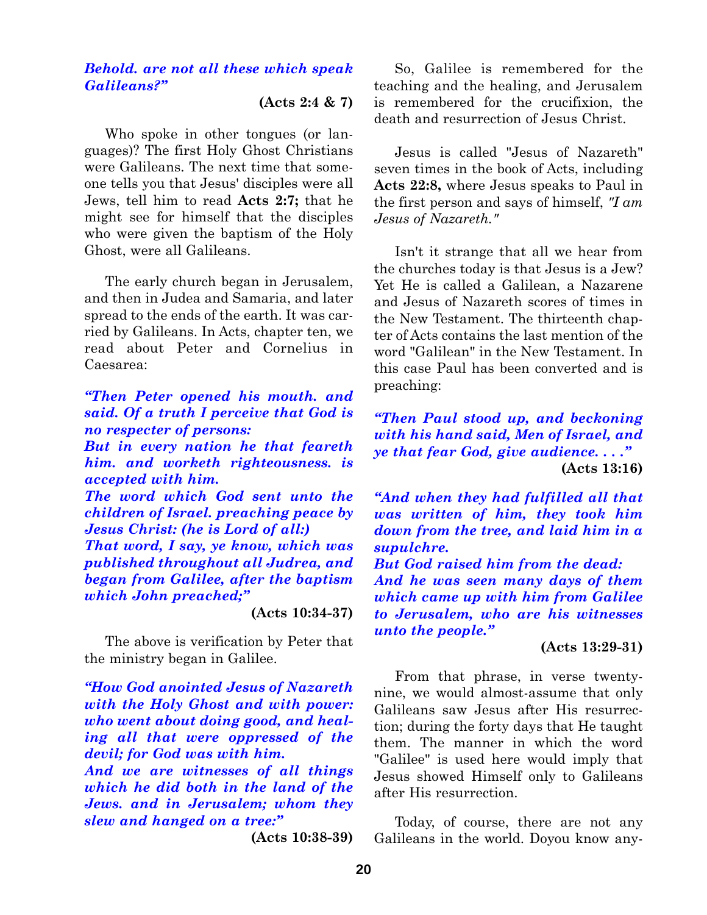***Behold. are not all these which speak Galileans?"***

**(Acts 2:4 & 7)**

Who spoke in other tongues (or languages)? The first Holy Ghost Christians were Galileans. The next time that someone tells you that Jesus' disciples were all Jews, tell him to read **Acts 2:7;** that he might see for himself that the disciples who were given the baptism of the Holy Ghost, were all Galileans.

The early church began in Jerusalem, and then in Judea and Samaria, and later spread to the ends of the earth. It was carried by Galileans. In Acts, chapter ten, we read about Peter and Cornelius in Caesarea:

***"Then Peter opened his mouth. and said. Of a truth I perceive that God is no respecter of persons:***
***But in every nation he that feareth him. and worketh righteousness. is accepted with him.***
***The word which God sent unto the children of Israel. preaching peace by Jesus Christ: (he is Lord of all:)***
***That word, I say, ye know, which was published throughout all Judrea, and began from Galilee, after the baptism which John preached;"***

**(Acts 10:34-37)**

The above is verification by Peter that the ministry began in Galilee.

***"How God anointed Jesus of Nazareth with the Holy Ghost and with power: who went about doing good, and healing all that were oppressed of the devil; for God was with him.***
***And we are witnesses of all things which he did both in the land of the Jews. and in Jerusalem; whom they slew and hanged on a tree:"***

**(Acts 10:38-39)**

So, Galilee is remembered for the teaching and the healing, and Jerusalem is remembered for the crucifixion, the death and resurrection of Jesus Christ.

Jesus is called "Jesus of Nazareth" seven times in the book of Acts, including **Acts 22:8,** where Jesus speaks to Paul in the first person and says of himself, *"I am Jesus of Nazareth."*

Isn't it strange that all we hear from the churches today is that Jesus is a Jew? Yet He is called a Galilean, a Nazarene and Jesus of Nazareth scores of times in the New Testament. The thirteenth chapter of Acts contains the last mention of the word "Galilean" in the New Testament. In this case Paul has been converted and is preaching:

***"Then Paul stood up, and beckoning with his hand said, Men of Israel, and ye that fear God, give audience. . . ."***

**(Acts 13:16)**

***"And when they had fulfilled all that was written of him, they took him down from the tree, and laid him in a supulchre.***
***But God raised him from the dead:***
***And he was seen many days of them which came up with him from Galilee to Jerusalem, who are his witnesses unto the people."***

**(Acts 13:29-31)**

From that phrase, in verse twenty-nine, we would almost-assume that only Galileans saw Jesus after His resurrection; during the forty days that He taught them. The manner in which the word "Galilee" is used here would imply that Jesus showed Himself only to Galileans after His resurrection.

Today, of course, there are not any Galileans in the world. Doyou know any-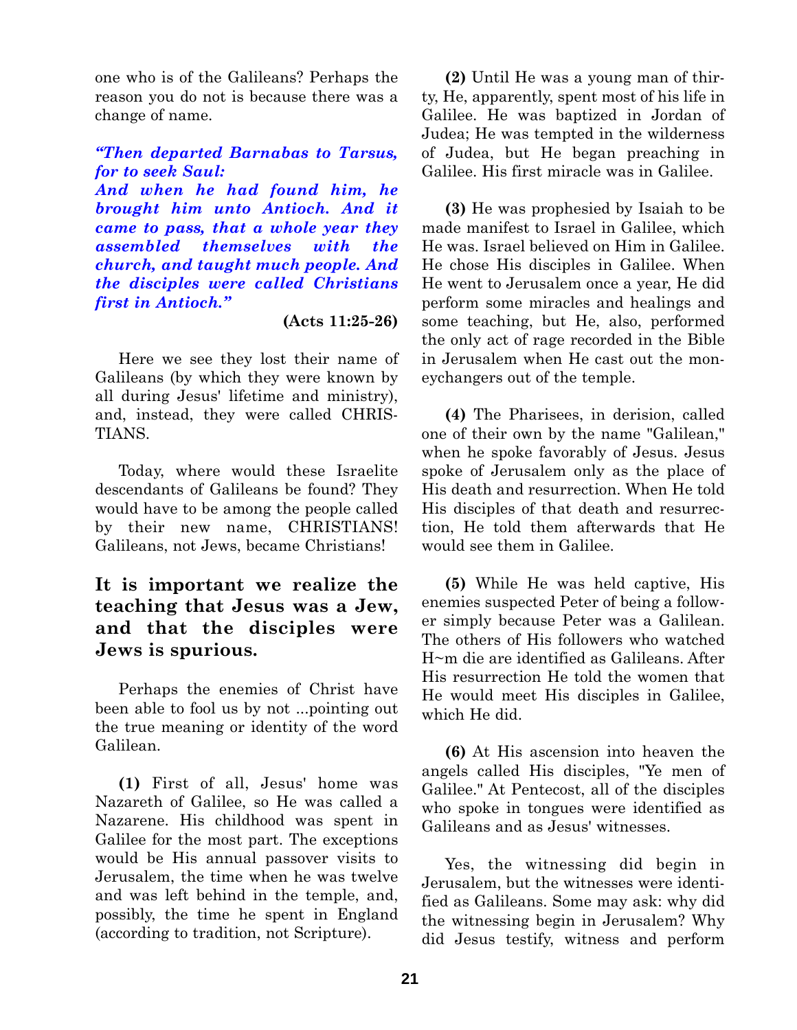one who is of the Galileans? Perhaps the reason you do not is because there was a change of name.

***"Then departed Barnabas to Tarsus, for to seek Saul:***
***And when he had found him, he brought him unto Antioch. And it came to pass, that a whole year they assembled themselves with the church, and taught much people. And the disciples were called Christians first in Antioch."***

**(Acts 11:25-26)**

Here we see they lost their name of Galileans (by which they were known by all during Jesus' lifetime and ministry), and, instead, they were called CHRISTIANS.

Today, where would these Israelite descendants of Galileans be found? They would have to be among the people called by their new name, CHRISTIANS! Galileans, not Jews, became Christians!

### It is important we realize the teaching that Jesus was a Jew, and that the disciples were Jews is spurious.

Perhaps the enemies of Christ have been able to fool us by not ...pointing out the true meaning or identity of the word Galilean.

**(1)** First of all, Jesus' home was Nazareth of Galilee, so He was called a Nazarene. His childhood was spent in Galilee for the most part. The exceptions would be His annual passover visits to Jerusalem, the time when he was twelve and was left behind in the temple, and, possibly, the time he spent in England (according to tradition, not Scripture).

**(2)** Until He was a young man of thirty, He, apparently, spent most of his life in Galilee. He was baptized in Jordan of Judea; He was tempted in the wilderness of Judea, but He began preaching in Galilee. His first miracle was in Galilee.

**(3)** He was prophesied by Isaiah to be made manifest to Israel in Galilee, which He was. Israel believed on Him in Galilee. He chose His disciples in Galilee. When He went to Jerusalem once a year, He did perform some miracles and healings and some teaching, but He, also, performed the only act of rage recorded in the Bible in Jerusalem when He cast out the moneychangers out of the temple.

**(4)** The Pharisees, in derision, called one of their own by the name "Galilean," when he spoke favorably of Jesus. Jesus spoke of Jerusalem only as the place of His death and resurrection. When He told His disciples of that death and resurrection, He told them afterwards that He would see them in Galilee.

**(5)** While He was held captive, His enemies suspected Peter of being a follower simply because Peter was a Galilean. The others of His followers who watched H~m die are identified as Galileans. After His resurrection He told the women that He would meet His disciples in Galilee, which He did.

**(6)** At His ascension into heaven the angels called His disciples, "Ye men of Galilee." At Pentecost, all of the disciples who spoke in tongues were identified as Galileans and as Jesus' witnesses.

Yes, the witnessing did begin in Jerusalem, but the witnesses were identified as Galileans. Some may ask: why did the witnessing begin in Jerusalem? Why did Jesus testify, witness and perform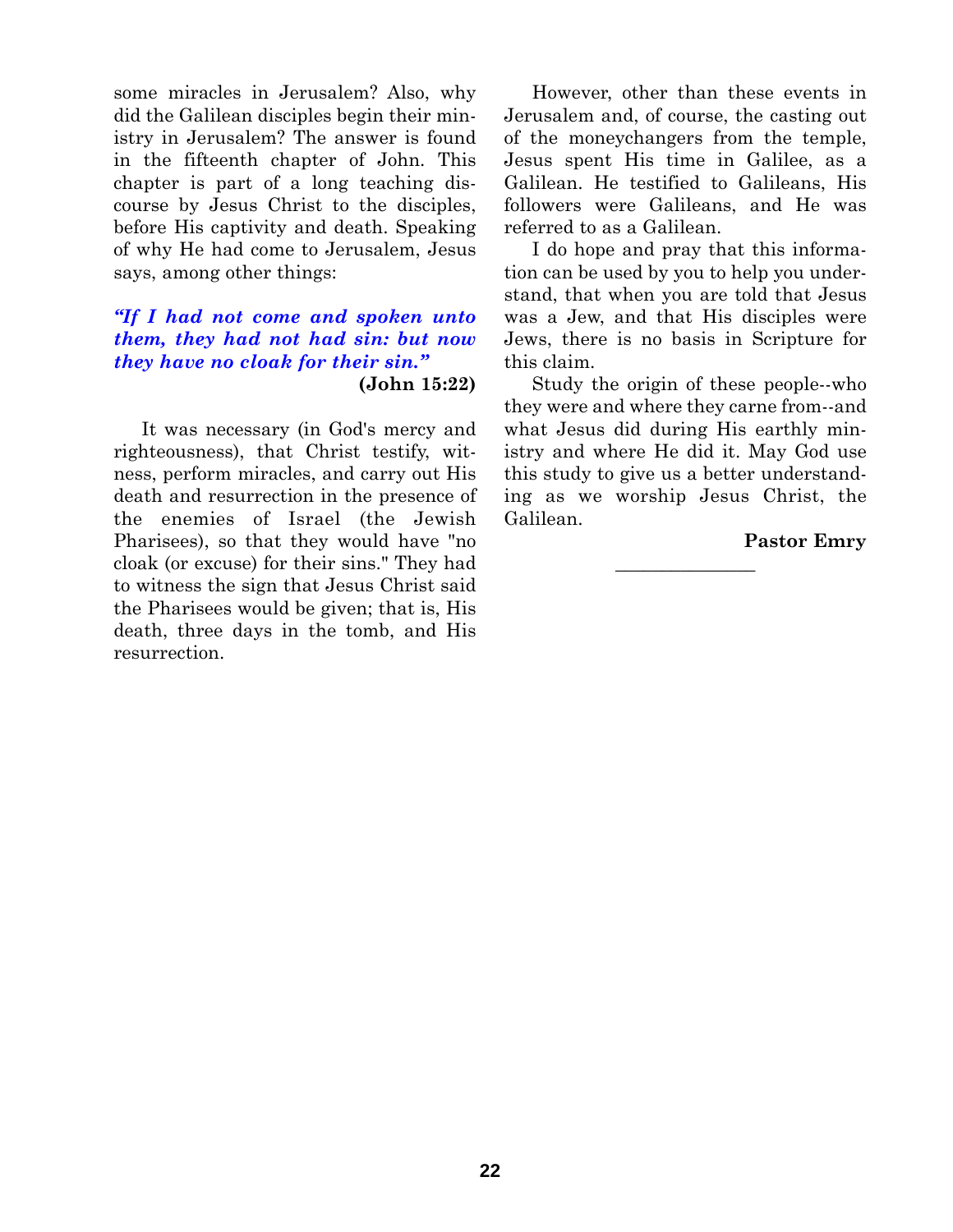some miracles in Jerusalem? Also, why did the Galilean disciples begin their ministry in Jerusalem? The answer is found in the fifteenth chapter of John. This chapter is part of a long teaching discourse by Jesus Christ to the disciples, before His captivity and death. Speaking of why He had come to Jerusalem, Jesus says, among other things:

***"If I had not come and spoken unto them, they had not had sin: but now they have no cloak for their sin."***

**(John 15:22)**

It was necessary (in God's mercy and righteousness), that Christ testify, witness, perform miracles, and carry out His death and resurrection in the presence of the enemies of Israel (the Jewish Pharisees), so that they would have "no cloak (or excuse) for their sins." They had to witness the sign that Jesus Christ said the Pharisees would be given; that is, His death, three days in the tomb, and His resurrection.

However, other than these events in Jerusalem and, of course, the casting out of the moneychangers from the temple, Jesus spent His time in Galilee, as a Galilean. He testified to Galileans, His followers were Galileans, and He was referred to as a Galilean.

I do hope and pray that this information can be used by you to help you understand, that when you are told that Jesus was a Jew, and that His disciples were Jews, there is no basis in Scripture for this claim.

Study the origin of these people--who they were and where they carne from--and what Jesus did during His earthly ministry and where He did it. May God use this study to give us a better understanding as we worship Jesus Christ, the Galilean.

**Pastor Emry**

---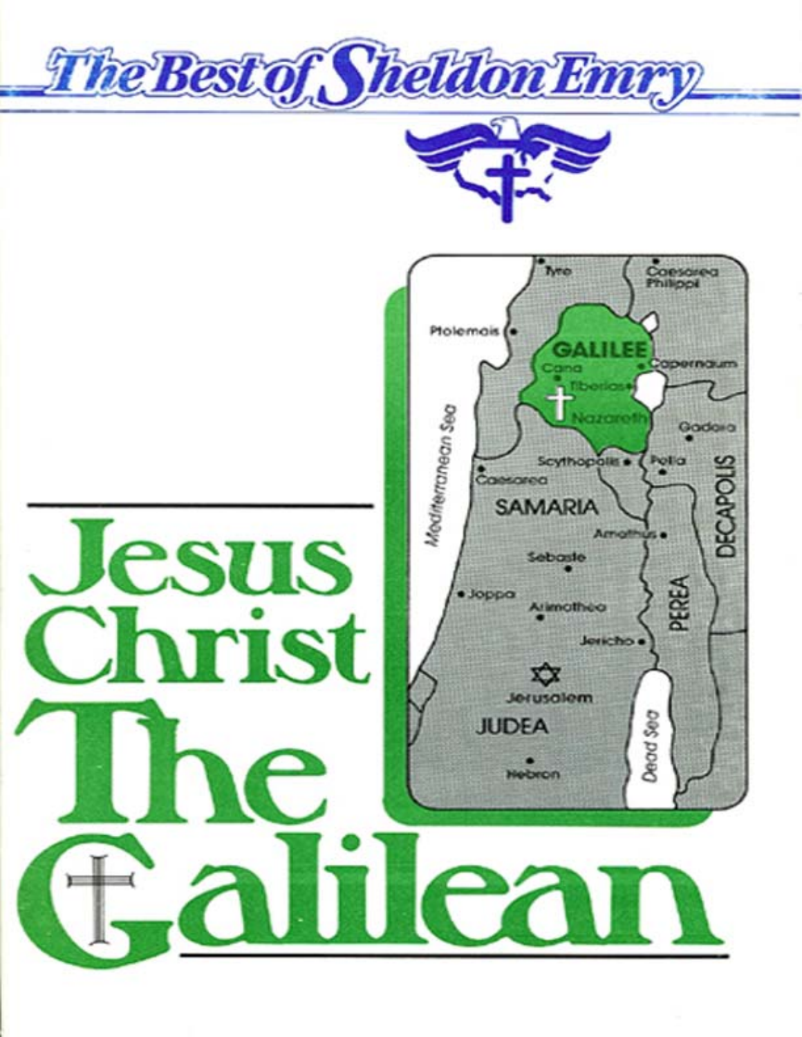# The Best of Sheldon Emry

# Jesus Christ The Galilean

Tyre

Caesarea Philippi

Ptolemais

GALILEE

Cana

Capernaum

Tiberias

Nazareth

Gadara

Mediterranean Sea

Scythopolis

Pella

Caesarea

SAMARIA

DECAPOLIS

Amathus

Sebaste

Joppa

Arimathea

PEREA

Jericho

Jerusalem

JUDEA

Hebron

Dead Sea